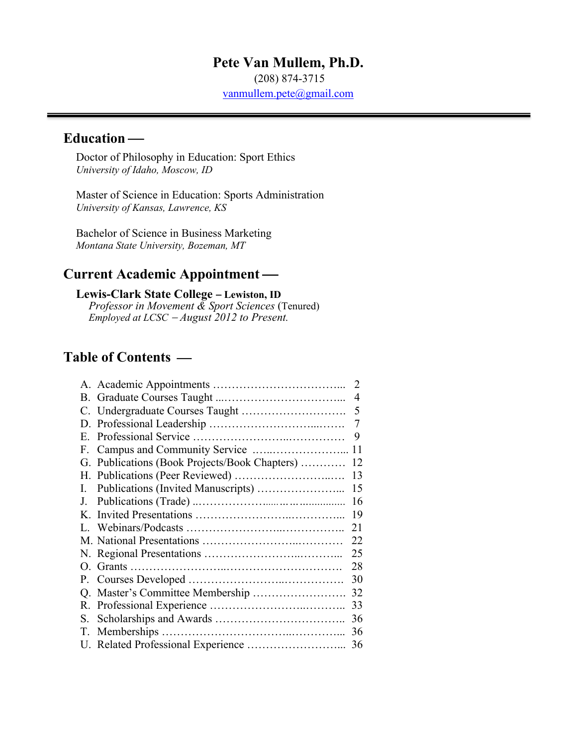# Pete Van Mullem, Ph.D.

(208) 874-3715

vanmullem.pete@gmail.com

---

## Education —

Doctor of Philosophy in Education: Sport Ethics
*University of Idaho, Moscow, ID*

Master of Science in Education: Sports Administration
*University of Kansas, Lawrence, KS*

Bachelor of Science in Business Marketing
*Montana State University, Bozeman, MT*

## Current Academic Appointment —

**Lewis-Clark State College – Lewiston, ID**
*Professor in Movement & Sport Sciences* (Tenured)
*Employed at LCSC – August 2012 to Present.*

## Table of Contents —

A. Academic Appointments ………………………………... 2
B. Graduate Courses Taught ...…………………………... 4
C. Undergraduate Courses Taught ………………………. 5
D. Professional Leadership ………………………...……. 7
E. Professional Service ……………………..…………… 9
F. Campus and Community Service …...………………... 11
G. Publications (Book Projects/Book Chapters) ………… 12
H. Publications (Peer Reviewed) ……………………..…. 13
I. Publications (Invited Manuscripts) …………………... 15
J. Publications (Trade) ..………………..................... 16
K. Invited Presentations ……………………..…………... 19
L. Webinars/Podcasts ……………………...…………….. 21
M. National Presentations …………………...………… 22
N. Regional Presentations …………………...………... 25
O. Grants ……………………...…………………………. 28
P. Courses Developed ……………………...……………. 30
Q. Master's Committee Membership ……………………. 32
R. Professional Experience …………………...……….. 33
S. Scholarships and Awards …………………………….. 36
T. Memberships …………………………...…………... 36
U. Related Professional Experience ……………………... 36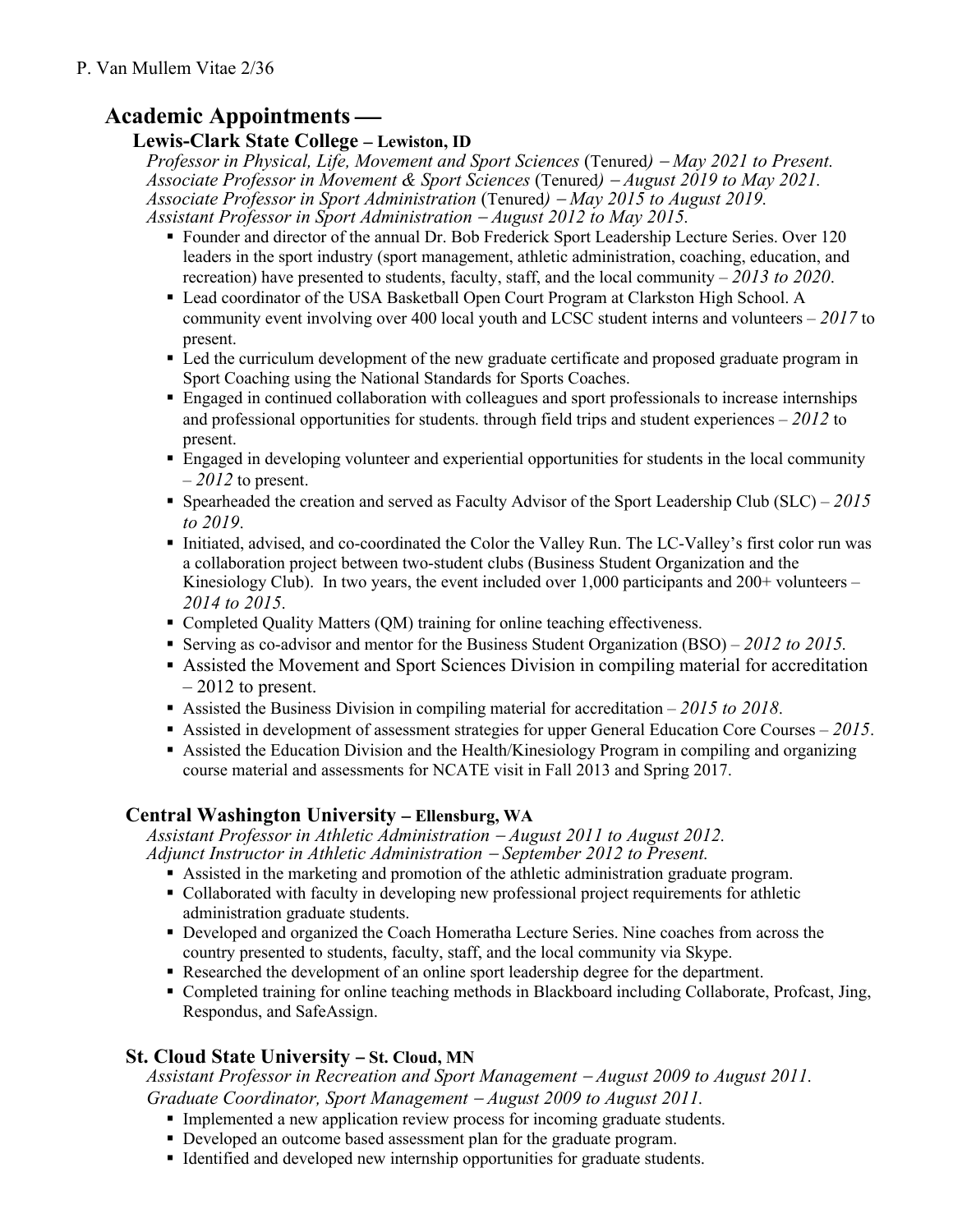## Academic Appointments —

### Lewis-Clark State College – Lewiston, ID

*Professor in Physical, Life, Movement and Sport Sciences* (Tenured) *– May 2021 to Present.*
*Associate Professor in Movement & Sport Sciences* (Tenured) *– August 2019 to May 2021.*
*Associate Professor in Sport Administration* (Tenured) *– May 2015 to August 2019.*
*Assistant Professor in Sport Administration – August 2012 to May 2015.*

- Founder and director of the annual Dr. Bob Frederick Sport Leadership Lecture Series. Over 120 leaders in the sport industry (sport management, athletic administration, coaching, education, and recreation) have presented to students, faculty, staff, and the local community – *2013 to 2020*.
- Lead coordinator of the USA Basketball Open Court Program at Clarkston High School. A community event involving over 400 local youth and LCSC student interns and volunteers – *2017* to present.
- Led the curriculum development of the new graduate certificate and proposed graduate program in Sport Coaching using the National Standards for Sports Coaches.
- Engaged in continued collaboration with colleagues and sport professionals to increase internships and professional opportunities for students. through field trips and student experiences – *2012* to present.
- Engaged in developing volunteer and experiential opportunities for students in the local community – *2012* to present.
- Spearheaded the creation and served as Faculty Advisor of the Sport Leadership Club (SLC) – *2015 to 2019*.
- Initiated, advised, and co-coordinated the Color the Valley Run. The LC-Valley's first color run was a collaboration project between two-student clubs (Business Student Organization and the Kinesiology Club). In two years, the event included over 1,000 participants and 200+ volunteers – *2014 to 2015*.
- Completed Quality Matters (QM) training for online teaching effectiveness.
- Serving as co-advisor and mentor for the Business Student Organization (BSO) – *2012 to 2015.*
- Assisted the Movement and Sport Sciences Division in compiling material for accreditation – 2012 to present.
- Assisted the Business Division in compiling material for accreditation – *2015 to 2018*.
- Assisted in development of assessment strategies for upper General Education Core Courses – *2015*.
- Assisted the Education Division and the Health/Kinesiology Program in compiling and organizing course material and assessments for NCATE visit in Fall 2013 and Spring 2017.

### Central Washington University – Ellensburg, WA

*Assistant Professor in Athletic Administration – August 2011 to August 2012.*
*Adjunct Instructor in Athletic Administration – September 2012 to Present.*

- Assisted in the marketing and promotion of the athletic administration graduate program.
- Collaborated with faculty in developing new professional project requirements for athletic administration graduate students.
- Developed and organized the Coach Homeratha Lecture Series. Nine coaches from across the country presented to students, faculty, staff, and the local community via Skype.
- Researched the development of an online sport leadership degree for the department.
- Completed training for online teaching methods in Blackboard including Collaborate, Profcast, Jing, Respondus, and SafeAssign.

### St. Cloud State University – St. Cloud, MN

*Assistant Professor in Recreation and Sport Management – August 2009 to August 2011.*
*Graduate Coordinator, Sport Management – August 2009 to August 2011.*

- Implemented a new application review process for incoming graduate students.
- Developed an outcome based assessment plan for the graduate program.
- Identified and developed new internship opportunities for graduate students.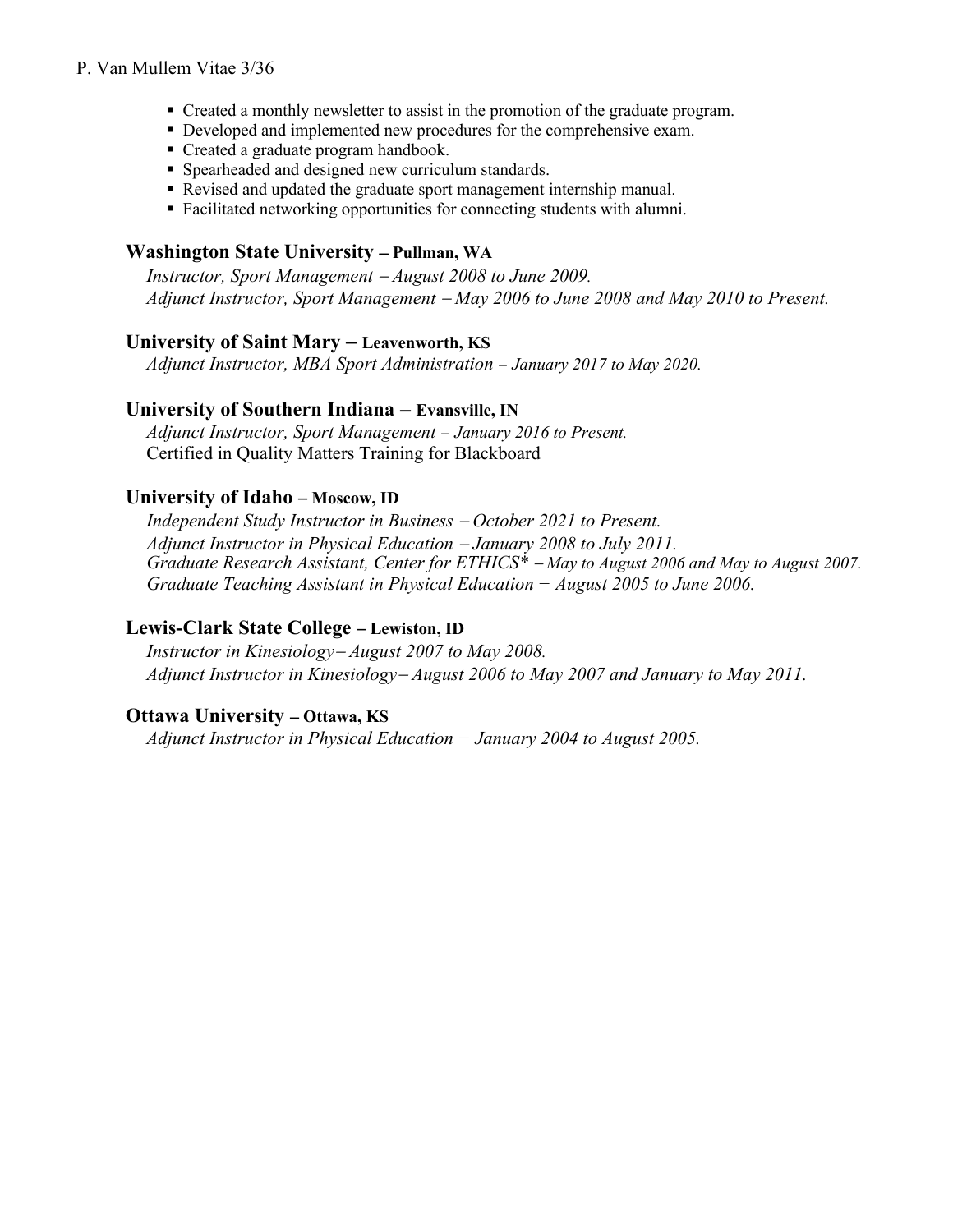- Created a monthly newsletter to assist in the promotion of the graduate program.
- Developed and implemented new procedures for the comprehensive exam.
- Created a graduate program handbook.
- Spearheaded and designed new curriculum standards.
- Revised and updated the graduate sport management internship manual.
- Facilitated networking opportunities for connecting students with alumni.

### Washington State University – Pullman, WA

*Instructor, Sport Management – August 2008 to June 2009.*
*Adjunct Instructor, Sport Management – May 2006 to June 2008 and May 2010 to Present.*

### University of Saint Mary – Leavenworth, KS

*Adjunct Instructor, MBA Sport Administration – January 2017 to May 2020.*

### University of Southern Indiana – Evansville, IN

*Adjunct Instructor, Sport Management – January 2016 to Present.*
Certified in Quality Matters Training for Blackboard

### University of Idaho – Moscow, ID

*Independent Study Instructor in Business – October 2021 to Present.*
*Adjunct Instructor in Physical Education – January 2008 to July 2011.*
*Graduate Research Assistant, Center for ETHICS* – May to August 2006 and May to August 2007.*
*Graduate Teaching Assistant in Physical Education − August 2005 to June 2006.*

### Lewis-Clark State College – Lewiston, ID

*Instructor in Kinesiology– August 2007 to May 2008.*
*Adjunct Instructor in Kinesiology– August 2006 to May 2007 and January to May 2011.*

### Ottawa University – Ottawa, KS

*Adjunct Instructor in Physical Education − January 2004 to August 2005.*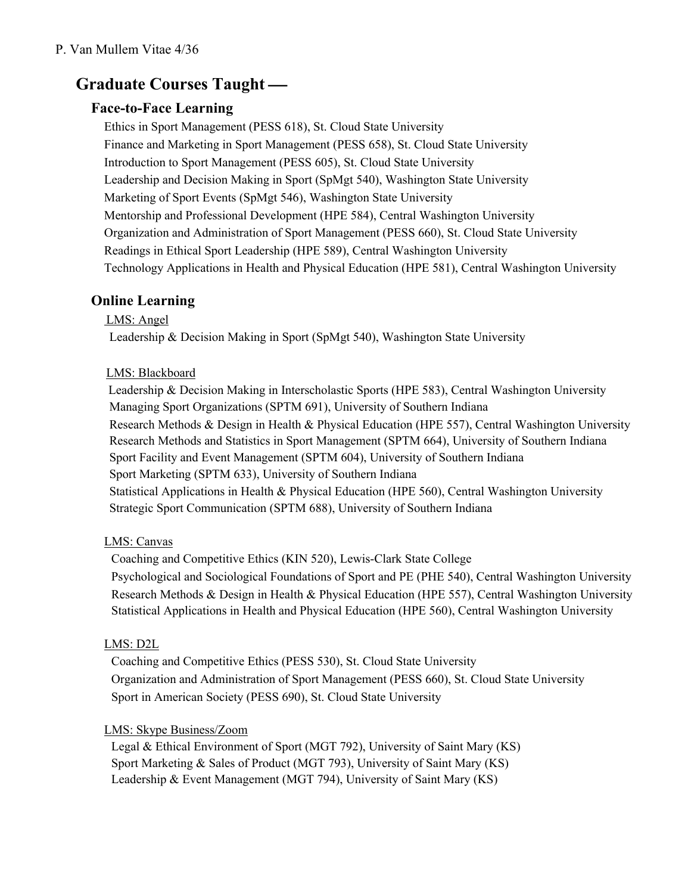## Graduate Courses Taught —

### Face-to-Face Learning

Ethics in Sport Management (PESS 618), St. Cloud State University
Finance and Marketing in Sport Management (PESS 658), St. Cloud State University
Introduction to Sport Management (PESS 605), St. Cloud State University
Leadership and Decision Making in Sport (SpMgt 540), Washington State University
Marketing of Sport Events (SpMgt 546), Washington State University
Mentorship and Professional Development (HPE 584), Central Washington University
Organization and Administration of Sport Management (PESS 660), St. Cloud State University
Readings in Ethical Sport Leadership (HPE 589), Central Washington University
Technology Applications in Health and Physical Education (HPE 581), Central Washington University

### Online Learning

LMS: Angel

Leadership & Decision Making in Sport (SpMgt 540), Washington State University

LMS: Blackboard

Leadership & Decision Making in Interscholastic Sports (HPE 583), Central Washington University
Managing Sport Organizations (SPTM 691), University of Southern Indiana
Research Methods & Design in Health & Physical Education (HPE 557), Central Washington University
Research Methods and Statistics in Sport Management (SPTM 664), University of Southern Indiana
Sport Facility and Event Management (SPTM 604), University of Southern Indiana
Sport Marketing (SPTM 633), University of Southern Indiana
Statistical Applications in Health & Physical Education (HPE 560), Central Washington University
Strategic Sport Communication (SPTM 688), University of Southern Indiana

LMS: Canvas

Coaching and Competitive Ethics (KIN 520), Lewis-Clark State College
Psychological and Sociological Foundations of Sport and PE (PHE 540), Central Washington University
Research Methods & Design in Health & Physical Education (HPE 557), Central Washington University
Statistical Applications in Health and Physical Education (HPE 560), Central Washington University

LMS: D2L

Coaching and Competitive Ethics (PESS 530), St. Cloud State University
Organization and Administration of Sport Management (PESS 660), St. Cloud State University
Sport in American Society (PESS 690), St. Cloud State University

LMS: Skype Business/Zoom

Legal & Ethical Environment of Sport (MGT 792), University of Saint Mary (KS)
Sport Marketing & Sales of Product (MGT 793), University of Saint Mary (KS)
Leadership & Event Management (MGT 794), University of Saint Mary (KS)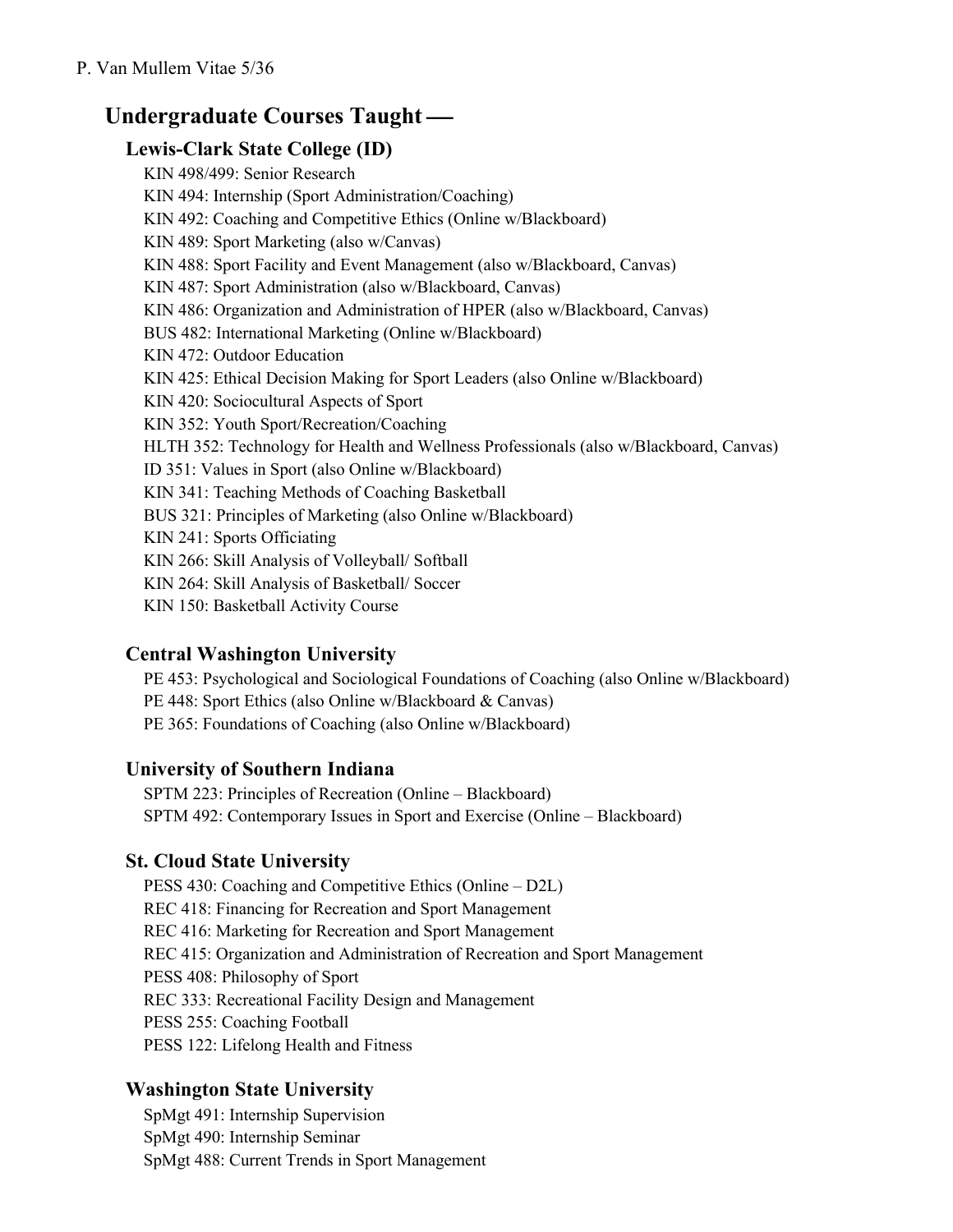## Undergraduate Courses Taught —

### Lewis-Clark State College (ID)

KIN 498/499: Senior Research
KIN 494: Internship (Sport Administration/Coaching)
KIN 492: Coaching and Competitive Ethics (Online w/Blackboard)
KIN 489: Sport Marketing (also w/Canvas)
KIN 488: Sport Facility and Event Management (also w/Blackboard, Canvas)
KIN 487: Sport Administration (also w/Blackboard, Canvas)
KIN 486: Organization and Administration of HPER (also w/Blackboard, Canvas)
BUS 482: International Marketing (Online w/Blackboard)
KIN 472: Outdoor Education
KIN 425: Ethical Decision Making for Sport Leaders (also Online w/Blackboard)
KIN 420: Sociocultural Aspects of Sport
KIN 352: Youth Sport/Recreation/Coaching
HLTH 352: Technology for Health and Wellness Professionals (also w/Blackboard, Canvas)
ID 351: Values in Sport (also Online w/Blackboard)
KIN 341: Teaching Methods of Coaching Basketball
BUS 321: Principles of Marketing (also Online w/Blackboard)
KIN 241: Sports Officiating
KIN 266: Skill Analysis of Volleyball/ Softball
KIN 264: Skill Analysis of Basketball/ Soccer
KIN 150: Basketball Activity Course

### Central Washington University

PE 453: Psychological and Sociological Foundations of Coaching (also Online w/Blackboard)
PE 448: Sport Ethics (also Online w/Blackboard & Canvas)
PE 365: Foundations of Coaching (also Online w/Blackboard)

### University of Southern Indiana

SPTM 223: Principles of Recreation (Online – Blackboard)
SPTM 492: Contemporary Issues in Sport and Exercise (Online – Blackboard)

### St. Cloud State University

PESS 430: Coaching and Competitive Ethics (Online – D2L)
REC 418: Financing for Recreation and Sport Management
REC 416: Marketing for Recreation and Sport Management
REC 415: Organization and Administration of Recreation and Sport Management
PESS 408: Philosophy of Sport
REC 333: Recreational Facility Design and Management
PESS 255: Coaching Football
PESS 122: Lifelong Health and Fitness

### Washington State University

SpMgt 491: Internship Supervision
SpMgt 490: Internship Seminar
SpMgt 488: Current Trends in Sport Management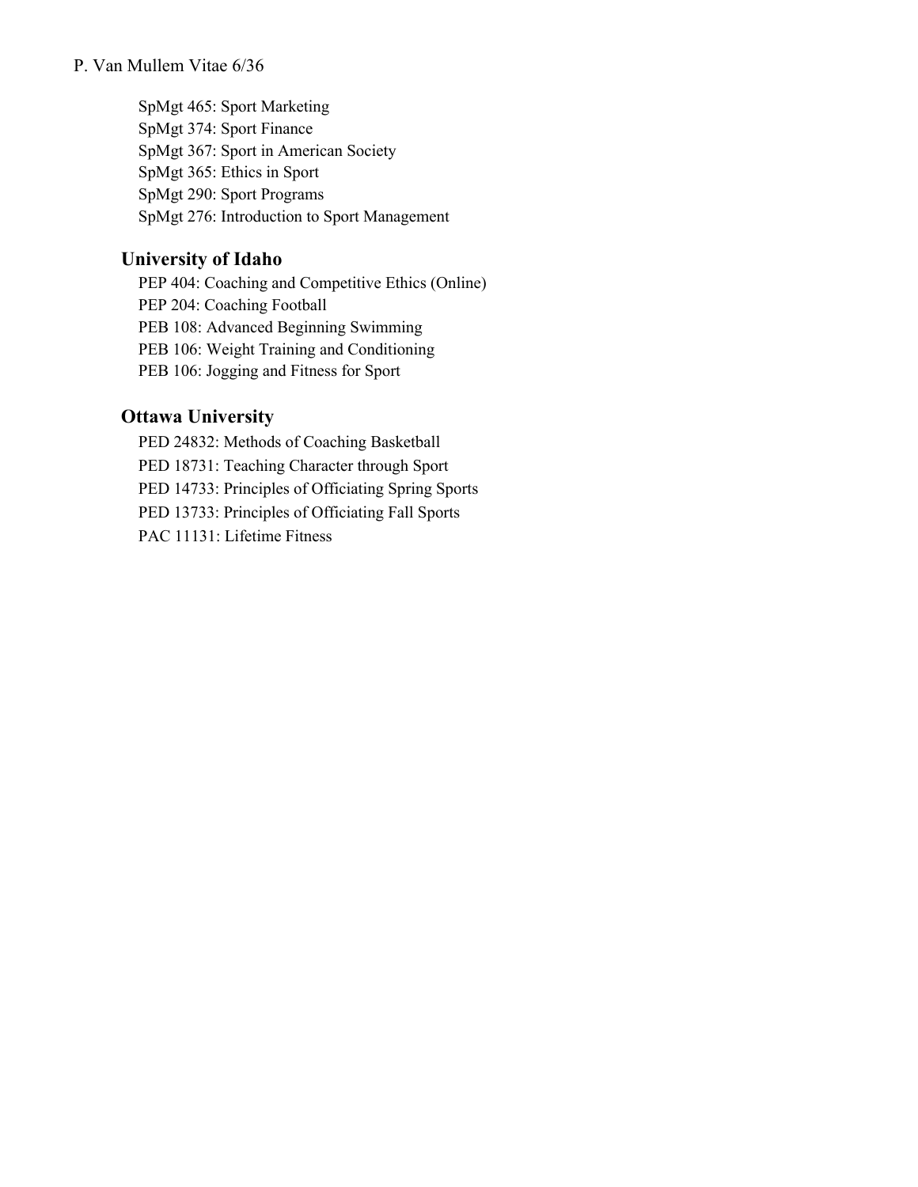SpMgt 465: Sport Marketing
SpMgt 374: Sport Finance
SpMgt 367: Sport in American Society
SpMgt 365: Ethics in Sport
SpMgt 290: Sport Programs
SpMgt 276: Introduction to Sport Management

### University of Idaho

PEP 404: Coaching and Competitive Ethics (Online)
PEP 204: Coaching Football
PEB 108: Advanced Beginning Swimming
PEB 106: Weight Training and Conditioning
PEB 106: Jogging and Fitness for Sport

### Ottawa University

PED 24832: Methods of Coaching Basketball
PED 18731: Teaching Character through Sport
PED 14733: Principles of Officiating Spring Sports
PED 13733: Principles of Officiating Fall Sports
PAC 11131: Lifetime Fitness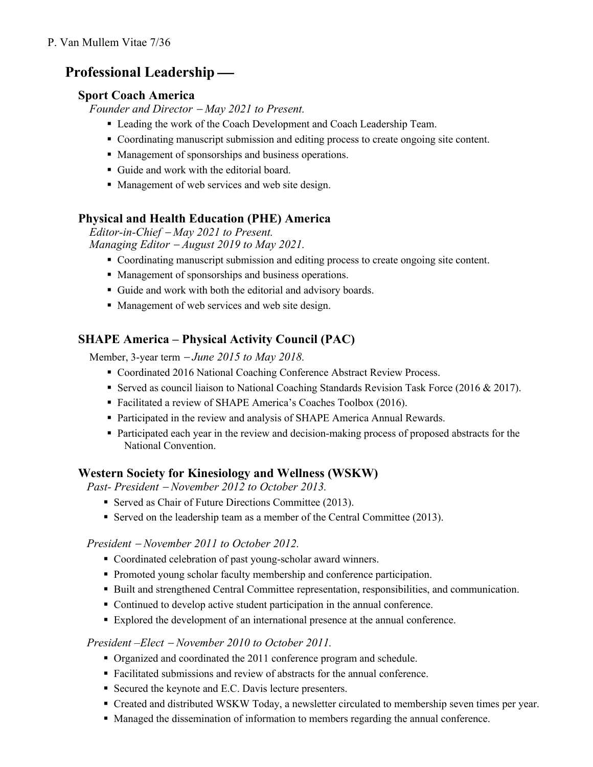## Professional Leadership —

### Sport Coach America

*Founder and Director – May 2021 to Present.*

- Leading the work of the Coach Development and Coach Leadership Team.
- Coordinating manuscript submission and editing process to create ongoing site content.
- Management of sponsorships and business operations.
- Guide and work with the editorial board.
- Management of web services and web site design.

### Physical and Health Education (PHE) America

*Editor-in-Chief – May 2021 to Present.*
*Managing Editor – August 2019 to May 2021.*

- Coordinating manuscript submission and editing process to create ongoing site content.
- Management of sponsorships and business operations.
- Guide and work with both the editorial and advisory boards.
- Management of web services and web site design.

### SHAPE America – Physical Activity Council (PAC)

Member, 3-year term – *June 2015 to May 2018.*

- Coordinated 2016 National Coaching Conference Abstract Review Process.
- Served as council liaison to National Coaching Standards Revision Task Force (2016 & 2017).
- Facilitated a review of SHAPE America's Coaches Toolbox (2016).
- Participated in the review and analysis of SHAPE America Annual Rewards.
- Participated each year in the review and decision-making process of proposed abstracts for the National Convention.

### Western Society for Kinesiology and Wellness (WSKW)

*Past- President – November 2012 to October 2013.*

- Served as Chair of Future Directions Committee (2013).
- Served on the leadership team as a member of the Central Committee (2013).

*President – November 2011 to October 2012.*

- Coordinated celebration of past young-scholar award winners.
- Promoted young scholar faculty membership and conference participation.
- Built and strengthened Central Committee representation, responsibilities, and communication.
- Continued to develop active student participation in the annual conference.
- Explored the development of an international presence at the annual conference.

*President –Elect – November 2010 to October 2011.*

- Organized and coordinated the 2011 conference program and schedule.
- Facilitated submissions and review of abstracts for the annual conference.
- Secured the keynote and E.C. Davis lecture presenters.
- Created and distributed WSKW Today, a newsletter circulated to membership seven times per year.
- Managed the dissemination of information to members regarding the annual conference.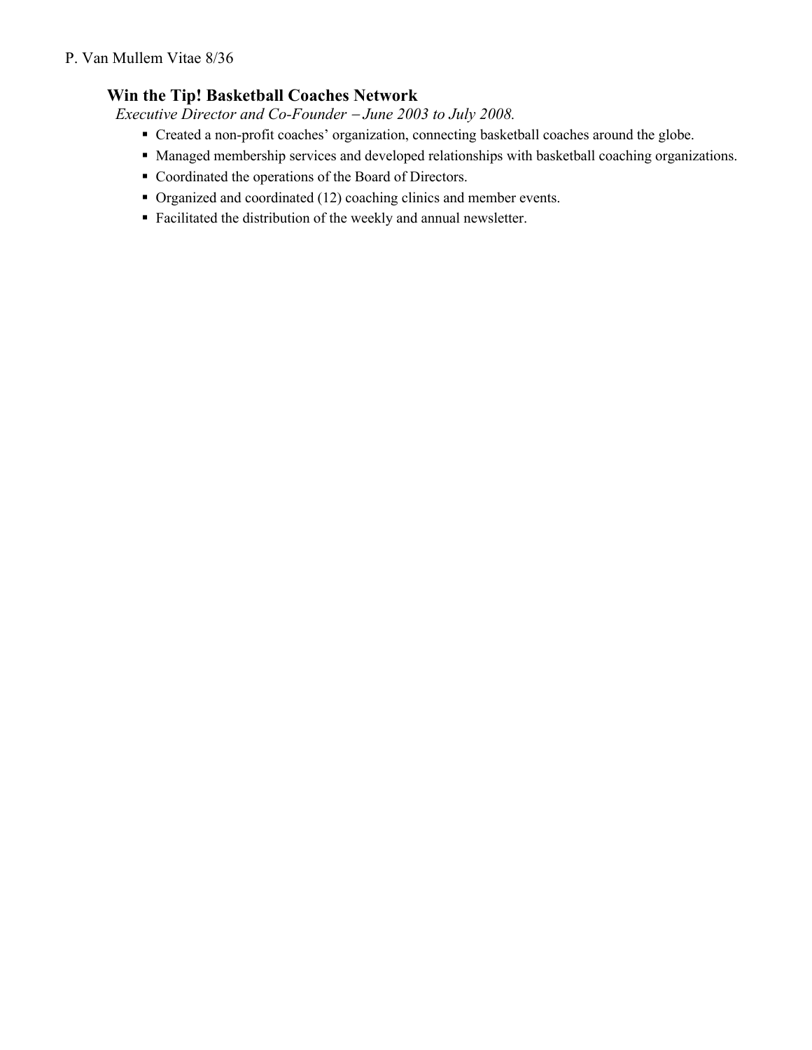### Win the Tip! Basketball Coaches Network

*Executive Director and Co-Founder – June 2003 to July 2008.*

- Created a non-profit coaches' organization, connecting basketball coaches around the globe.
- Managed membership services and developed relationships with basketball coaching organizations.
- Coordinated the operations of the Board of Directors.
- Organized and coordinated (12) coaching clinics and member events.
- Facilitated the distribution of the weekly and annual newsletter.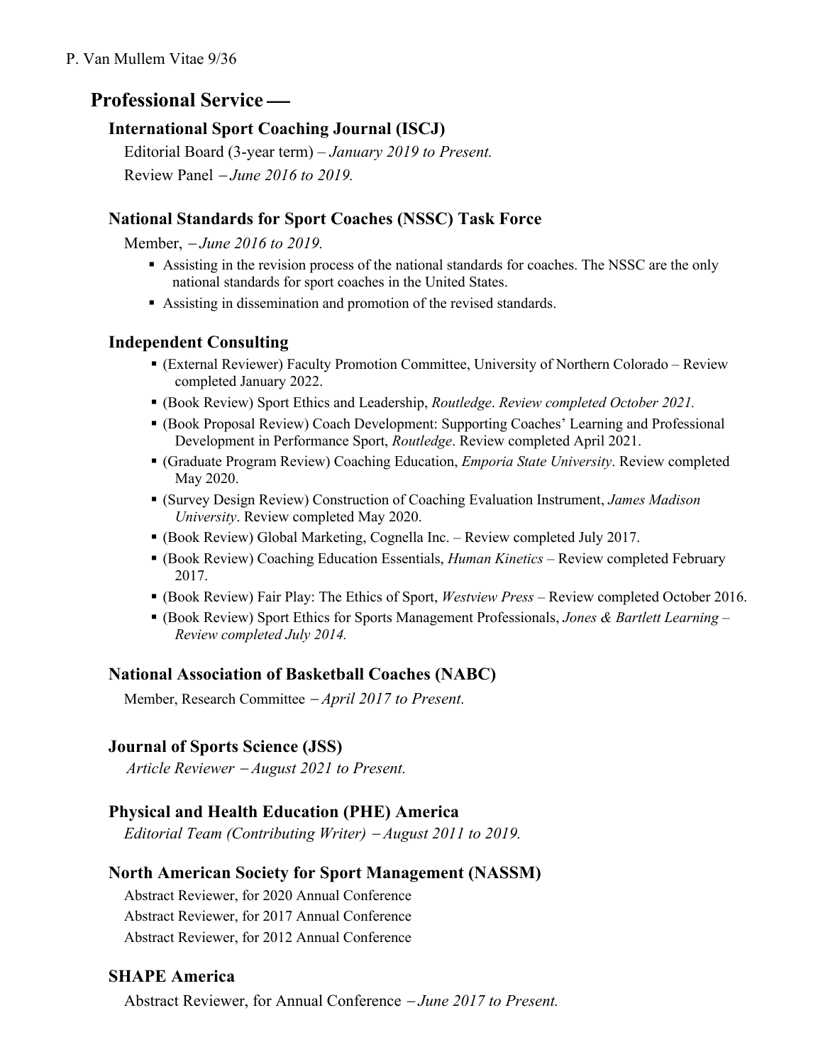## Professional Service —

### International Sport Coaching Journal (ISCJ)

Editorial Board (3-year term) – *January 2019 to Present.*

Review Panel – *June 2016 to 2019.*

### National Standards for Sport Coaches (NSSC) Task Force

Member, – *June 2016 to 2019.*

- Assisting in the revision process of the national standards for coaches. The NSSC are the only national standards for sport coaches in the United States.
- Assisting in dissemination and promotion of the revised standards.

### Independent Consulting

- (External Reviewer) Faculty Promotion Committee, University of Northern Colorado – Review completed January 2022.
- (Book Review) Sport Ethics and Leadership, *Routledge*. *Review completed October 2021.*
- (Book Proposal Review) Coach Development: Supporting Coaches' Learning and Professional Development in Performance Sport, *Routledge*. Review completed April 2021.
- (Graduate Program Review) Coaching Education, *Emporia State University*. Review completed May 2020.
- (Survey Design Review) Construction of Coaching Evaluation Instrument, *James Madison University*. Review completed May 2020.
- (Book Review) Global Marketing, Cognella Inc. – Review completed July 2017.
- (Book Review) Coaching Education Essentials, *Human Kinetics* – Review completed February 2017.
- (Book Review) Fair Play: The Ethics of Sport, *Westview Press* – Review completed October 2016.
- (Book Review) Sport Ethics for Sports Management Professionals, *Jones & Bartlett Learning – Review completed July 2014.*

### National Association of Basketball Coaches (NABC)

Member, Research Committee – *April 2017 to Present.*

### Journal of Sports Science (JSS)

*Article Reviewer – August 2021 to Present.*

### Physical and Health Education (PHE) America

*Editorial Team (Contributing Writer) – August 2011 to 2019.*

### North American Society for Sport Management (NASSM)

Abstract Reviewer, for 2020 Annual Conference

Abstract Reviewer, for 2017 Annual Conference

Abstract Reviewer, for 2012 Annual Conference

### SHAPE America

Abstract Reviewer, for Annual Conference – *June 2017 to Present.*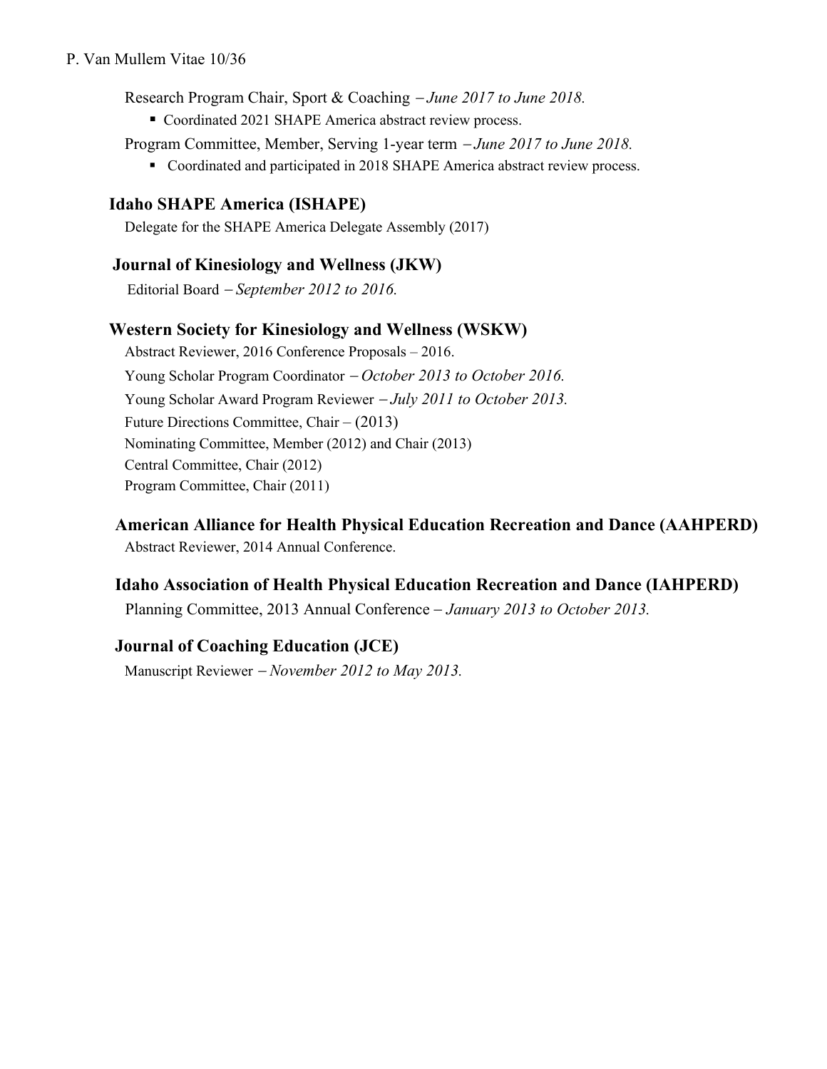Research Program Chair, Sport & Coaching – *June 2017 to June 2018.*

- Coordinated 2021 SHAPE America abstract review process.

Program Committee, Member, Serving 1-year term – *June 2017 to June 2018.*

- Coordinated and participated in 2018 SHAPE America abstract review process.

### Idaho SHAPE America (ISHAPE)

Delegate for the SHAPE America Delegate Assembly (2017)

### Journal of Kinesiology and Wellness (JKW)

Editorial Board – *September 2012 to 2016.*

### Western Society for Kinesiology and Wellness (WSKW)

Abstract Reviewer, 2016 Conference Proposals – 2016.

Young Scholar Program Coordinator – *October 2013 to October 2016.*

Young Scholar Award Program Reviewer – *July 2011 to October 2013.*

Future Directions Committee, Chair – (2013)

Nominating Committee, Member (2012) and Chair (2013)

Central Committee, Chair (2012)

Program Committee, Chair (2011)

### American Alliance for Health Physical Education Recreation and Dance (AAHPERD)

Abstract Reviewer, 2014 Annual Conference.

### Idaho Association of Health Physical Education Recreation and Dance (IAHPERD)

Planning Committee, 2013 Annual Conference – *January 2013 to October 2013.*

### Journal of Coaching Education (JCE)

Manuscript Reviewer – *November 2012 to May 2013.*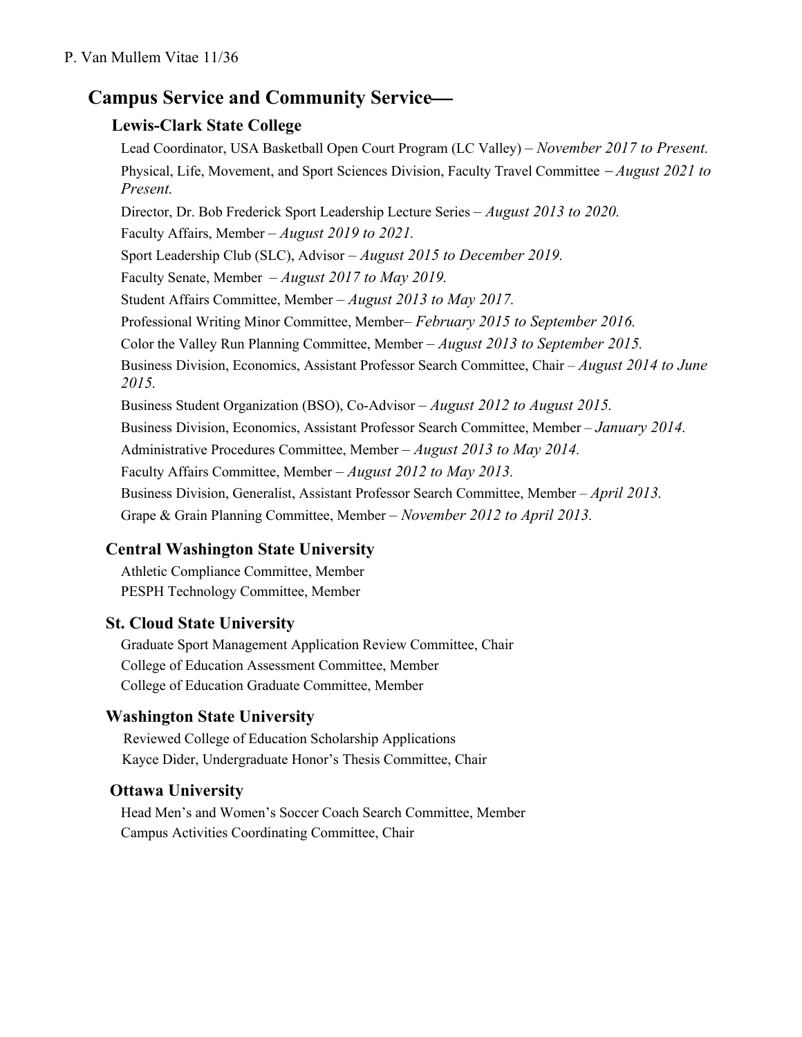## Campus Service and Community Service—

### Lewis-Clark State College

Lead Coordinator, USA Basketball Open Court Program (LC Valley) – *November 2017 to Present.*

Physical, Life, Movement, and Sport Sciences Division, Faculty Travel Committee – *August 2021 to Present.*

Director, Dr. Bob Frederick Sport Leadership Lecture Series – *August 2013 to 2020.*

Faculty Affairs, Member – *August 2019 to 2021.*

Sport Leadership Club (SLC), Advisor – *August 2015 to December 2019.*

Faculty Senate, Member – *August 2017 to May 2019.*

Student Affairs Committee, Member – *August 2013 to May 2017.*

Professional Writing Minor Committee, Member– *February 2015 to September 2016.*

Color the Valley Run Planning Committee, Member – *August 2013 to September 2015.*

Business Division, Economics, Assistant Professor Search Committee, Chair – *August 2014 to June 2015.*

Business Student Organization (BSO), Co-Advisor – *August 2012 to August 2015.*

Business Division, Economics, Assistant Professor Search Committee, Member – *January 2014.*

Administrative Procedures Committee, Member – *August 2013 to May 2014.*

Faculty Affairs Committee, Member – *August 2012 to May 2013.*

Business Division, Generalist, Assistant Professor Search Committee, Member – *April 2013.*

Grape & Grain Planning Committee, Member – *November 2012 to April 2013.*

### Central Washington State University

Athletic Compliance Committee, Member
PESPH Technology Committee, Member

### St. Cloud State University

Graduate Sport Management Application Review Committee, Chair
College of Education Assessment Committee, Member
College of Education Graduate Committee, Member

### Washington State University

Reviewed College of Education Scholarship Applications
Kayce Dider, Undergraduate Honor's Thesis Committee, Chair

### Ottawa University

Head Men's and Women's Soccer Coach Search Committee, Member
Campus Activities Coordinating Committee, Chair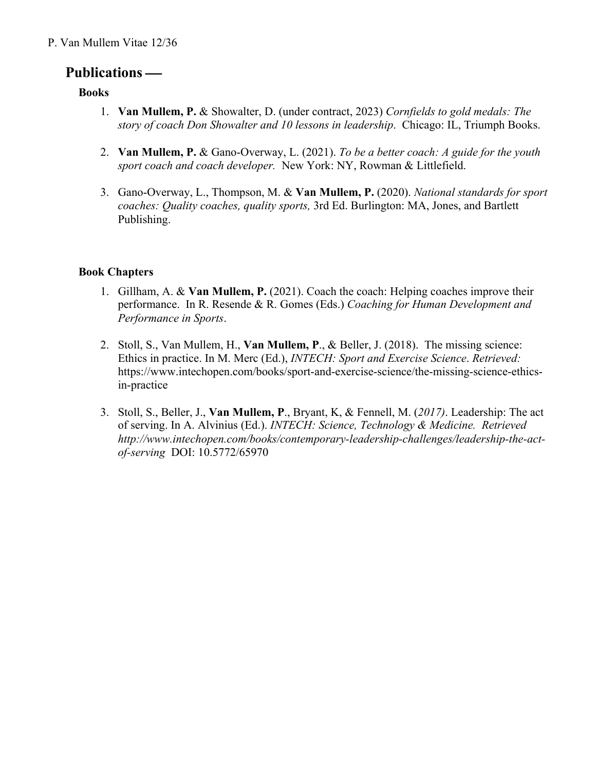## Publications —

### Books

1. **Van Mullem, P.** & Showalter, D. (under contract, 2023) *Cornfields to gold medals: The story of coach Don Showalter and 10 lessons in leadership*. Chicago: IL, Triumph Books.

2. **Van Mullem, P.** & Gano-Overway, L. (2021). *To be a better coach: A guide for the youth sport coach and coach developer.* New York: NY, Rowman & Littlefield.

3. Gano-Overway, L., Thompson, M. & **Van Mullem, P.** (2020). *National standards for sport coaches: Quality coaches, quality sports,* 3rd Ed. Burlington: MA, Jones, and Bartlett Publishing.

### Book Chapters

1. Gillham, A. & **Van Mullem, P.** (2021). Coach the coach: Helping coaches improve their performance. In R. Resende & R. Gomes (Eds.) *Coaching for Human Development and Performance in Sports*.

2. Stoll, S., Van Mullem, H., **Van Mullem, P**., & Beller, J. (2018). The missing science: Ethics in practice. In M. Merc (Ed.), *INTECH: Sport and Exercise Science*. *Retrieved:* https://www.intechopen.com/books/sport-and-exercise-science/the-missing-science-ethics-in-practice

3. Stoll, S., Beller, J., **Van Mullem, P**., Bryant, K, & Fennell, M. (*2017)*. Leadership: The act of serving. In A. Alvinius (Ed.). *INTECH: Science, Technology & Medicine. Retrieved http://www.intechopen.com/books/contemporary-leadership-challenges/leadership-the-act-of-serving* DOI: 10.5772/65970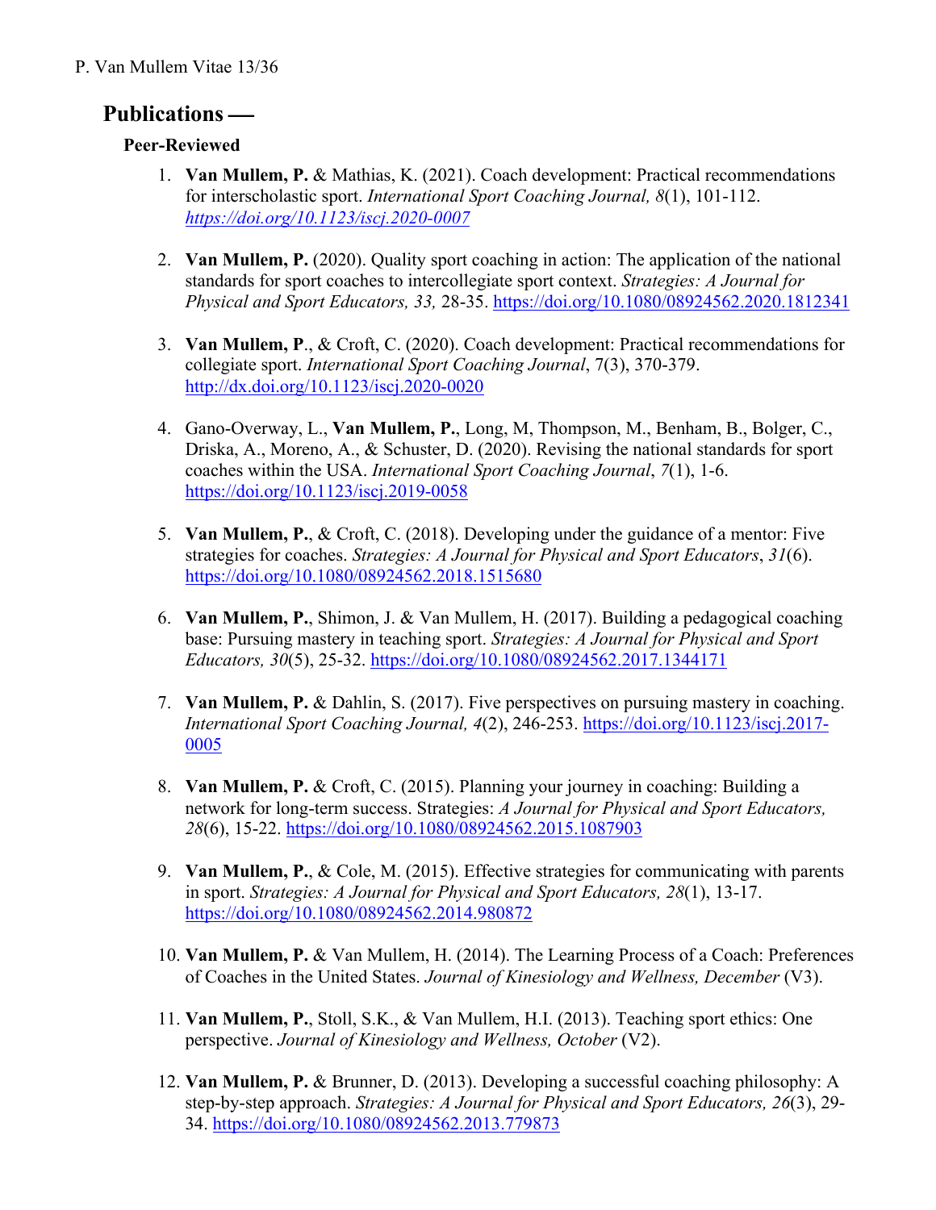## Publications —

### Peer-Reviewed

1. **Van Mullem, P.** & Mathias, K. (2021). Coach development: Practical recommendations for interscholastic sport. *International Sport Coaching Journal, 8*(1), 101-112. *https://doi.org/10.1123/iscj.2020-0007*

2. **Van Mullem, P.** (2020). Quality sport coaching in action: The application of the national standards for sport coaches to intercollegiate sport context. *Strategies: A Journal for Physical and Sport Educators, 33,* 28-35. https://doi.org/10.1080/08924562.2020.1812341

3. **Van Mullem, P**., & Croft, C. (2020). Coach development: Practical recommendations for collegiate sport. *International Sport Coaching Journal*, 7(3), 370-379. http://dx.doi.org/10.1123/iscj.2020-0020

4. Gano-Overway, L., **Van Mullem, P.**, Long, M, Thompson, M., Benham, B., Bolger, C., Driska, A., Moreno, A., & Schuster, D. (2020). Revising the national standards for sport coaches within the USA. *International Sport Coaching Journal*, *7*(1), 1-6. https://doi.org/10.1123/iscj.2019-0058

5. **Van Mullem, P.**, & Croft, C. (2018). Developing under the guidance of a mentor: Five strategies for coaches. *Strategies: A Journal for Physical and Sport Educators*, *31*(6). https://doi.org/10.1080/08924562.2018.1515680

6. **Van Mullem, P.**, Shimon, J. & Van Mullem, H. (2017). Building a pedagogical coaching base: Pursuing mastery in teaching sport. *Strategies: A Journal for Physical and Sport Educators, 30*(5), 25-32. https://doi.org/10.1080/08924562.2017.1344171

7. **Van Mullem, P.** & Dahlin, S. (2017). Five perspectives on pursuing mastery in coaching. *International Sport Coaching Journal, 4*(2), 246-253. https://doi.org/10.1123/iscj.2017-0005

8. **Van Mullem, P.** & Croft, C. (2015). Planning your journey in coaching: Building a network for long-term success. Strategies: *A Journal for Physical and Sport Educators, 28*(6), 15-22. https://doi.org/10.1080/08924562.2015.1087903

9. **Van Mullem, P.**, & Cole, M. (2015). Effective strategies for communicating with parents in sport. *Strategies: A Journal for Physical and Sport Educators, 28*(1), 13-17. https://doi.org/10.1080/08924562.2014.980872

10. **Van Mullem, P.** & Van Mullem, H. (2014). The Learning Process of a Coach: Preferences of Coaches in the United States. *Journal of Kinesiology and Wellness, December* (V3).

11. **Van Mullem, P.**, Stoll, S.K., & Van Mullem, H.I. (2013). Teaching sport ethics: One perspective. *Journal of Kinesiology and Wellness, October* (V2).

12. **Van Mullem, P.** & Brunner, D. (2013). Developing a successful coaching philosophy: A step-by-step approach. *Strategies: A Journal for Physical and Sport Educators, 26*(3), 29-34. https://doi.org/10.1080/08924562.2013.779873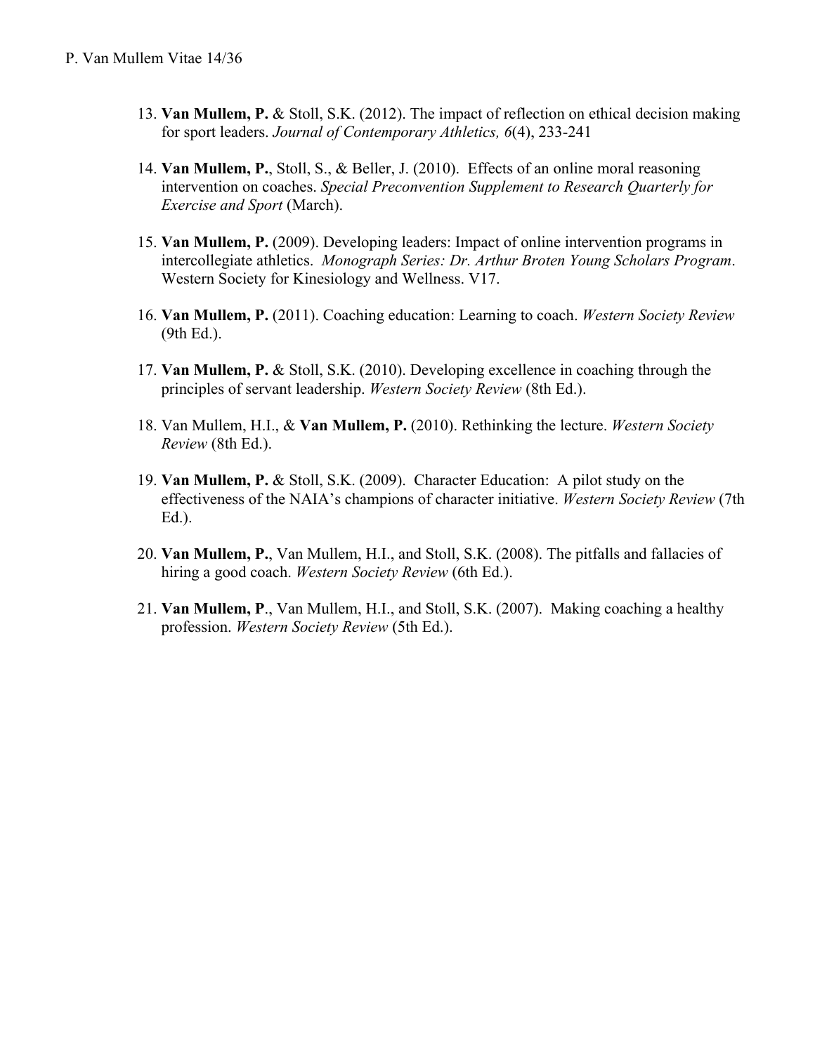13. **Van Mullem, P.** & Stoll, S.K. (2012). The impact of reflection on ethical decision making for sport leaders. *Journal of Contemporary Athletics, 6*(4), 233-241

14. **Van Mullem, P.**, Stoll, S., & Beller, J. (2010). Effects of an online moral reasoning intervention on coaches. *Special Preconvention Supplement to Research Quarterly for Exercise and Sport* (March).

15. **Van Mullem, P.** (2009). Developing leaders: Impact of online intervention programs in intercollegiate athletics. *Monograph Series: Dr. Arthur Broten Young Scholars Program*. Western Society for Kinesiology and Wellness. V17.

16. **Van Mullem, P.** (2011). Coaching education: Learning to coach. *Western Society Review* (9th Ed.).

17. **Van Mullem, P.** & Stoll, S.K. (2010). Developing excellence in coaching through the principles of servant leadership. *Western Society Review* (8th Ed.).

18. Van Mullem, H.I., & **Van Mullem, P.** (2010). Rethinking the lecture. *Western Society Review* (8th Ed.).

19. **Van Mullem, P.** & Stoll, S.K. (2009). Character Education: A pilot study on the effectiveness of the NAIA's champions of character initiative. *Western Society Review* (7th Ed.).

20. **Van Mullem, P.**, Van Mullem, H.I., and Stoll, S.K. (2008). The pitfalls and fallacies of hiring a good coach. *Western Society Review* (6th Ed.).

21. **Van Mullem, P**., Van Mullem, H.I., and Stoll, S.K. (2007). Making coaching a healthy profession. *Western Society Review* (5th Ed.).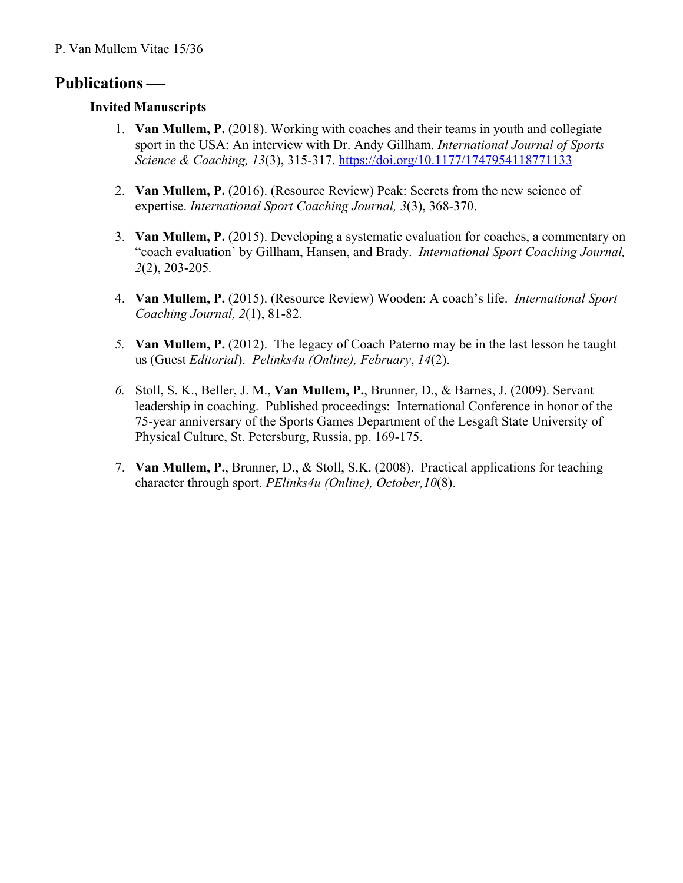## Publications —

### Invited Manuscripts

1. **Van Mullem, P.** (2018). Working with coaches and their teams in youth and collegiate sport in the USA: An interview with Dr. Andy Gillham. *International Journal of Sports Science & Coaching, 13*(3), 315-317. https://doi.org/10.1177/1747954118771133

2. **Van Mullem, P.** (2016). (Resource Review) Peak: Secrets from the new science of expertise. *International Sport Coaching Journal, 3*(3), 368-370.

3. **Van Mullem, P.** (2015). Developing a systematic evaluation for coaches, a commentary on "coach evaluation' by Gillham, Hansen, and Brady. *International Sport Coaching Journal, 2*(2), 203-205.

4. **Van Mullem, P.** (2015). (Resource Review) Wooden: A coach's life. *International Sport Coaching Journal, 2*(1), 81-82.

5. **Van Mullem, P.** (2012). The legacy of Coach Paterno may be in the last lesson he taught us (Guest *Editorial*). *Pelinks4u (Online), February*, *14*(2).

6. Stoll, S. K., Beller, J. M., **Van Mullem, P.**, Brunner, D., & Barnes, J. (2009). Servant leadership in coaching. Published proceedings: International Conference in honor of the 75-year anniversary of the Sports Games Department of the Lesgaft State University of Physical Culture, St. Petersburg, Russia, pp. 169-175.

7. **Van Mullem, P.**, Brunner, D., & Stoll, S.K. (2008). Practical applications for teaching character through sport*. PElinks4u (Online), October,10*(8).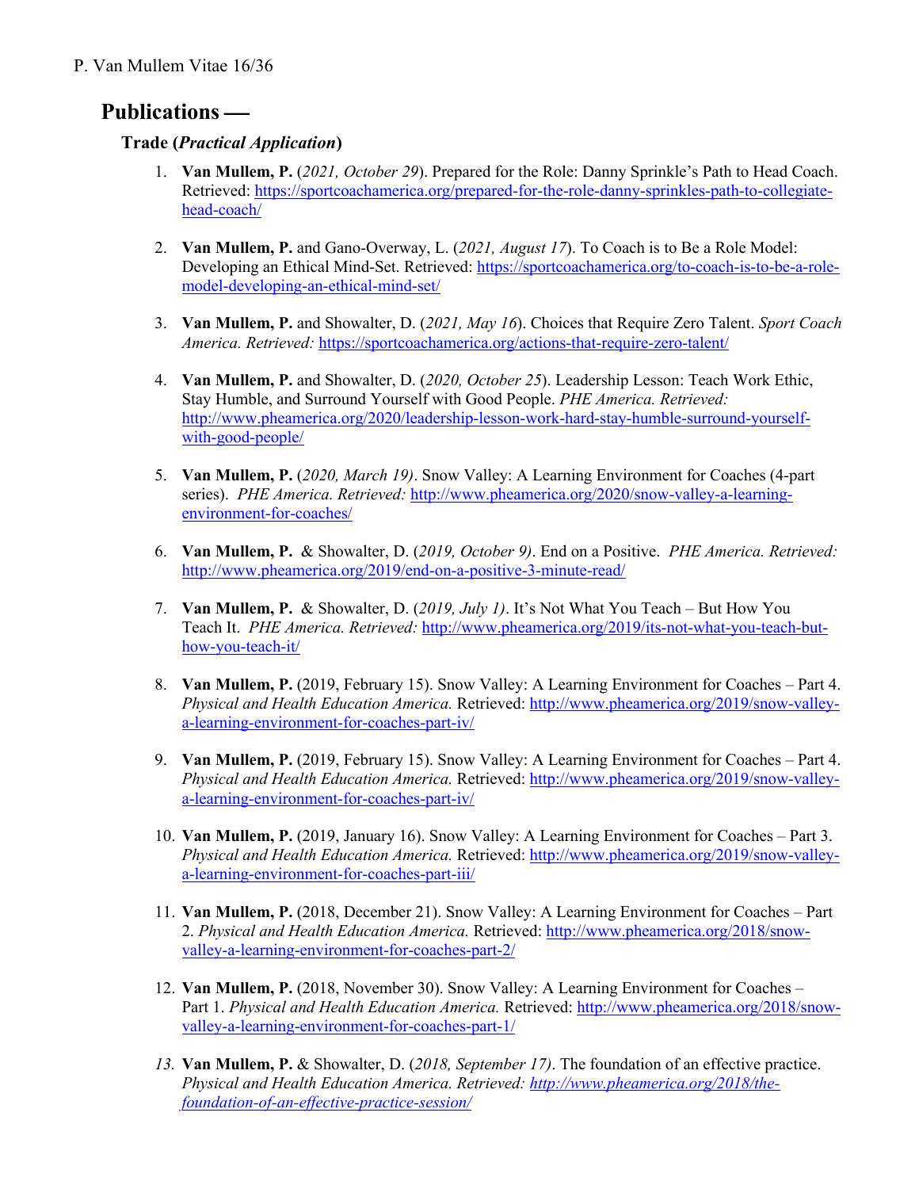## Publications —

### Trade (*Practical Application*)

1. **Van Mullem, P.** (*2021, October 29*). Prepared for the Role: Danny Sprinkle's Path to Head Coach. Retrieved: https://sportcoachamerica.org/prepared-for-the-role-danny-sprinkles-path-to-collegiate-head-coach/

2. **Van Mullem, P.** and Gano-Overway, L. (*2021, August 17*). To Coach is to Be a Role Model: Developing an Ethical Mind-Set. Retrieved: https://sportcoachamerica.org/to-coach-is-to-be-a-role-model-developing-an-ethical-mind-set/

3. **Van Mullem, P.** and Showalter, D. (*2021, May 16*). Choices that Require Zero Talent. *Sport Coach America. Retrieved:* https://sportcoachamerica.org/actions-that-require-zero-talent/

4. **Van Mullem, P.** and Showalter, D. (*2020, October 25*). Leadership Lesson: Teach Work Ethic, Stay Humble, and Surround Yourself with Good People. *PHE America. Retrieved:* http://www.pheamerica.org/2020/leadership-lesson-work-hard-stay-humble-surround-yourself-with-good-people/

5. **Van Mullem, P.** (*2020, March 19)*. Snow Valley: A Learning Environment for Coaches (4-part series). *PHE America. Retrieved:* http://www.pheamerica.org/2020/snow-valley-a-learning-environment-for-coaches/

6. **Van Mullem, P.** & Showalter, D. (*2019, October 9)*. End on a Positive. *PHE America. Retrieved:* http://www.pheamerica.org/2019/end-on-a-positive-3-minute-read/

7. **Van Mullem, P.** & Showalter, D. (*2019, July 1)*. It's Not What You Teach – But How You Teach It. *PHE America. Retrieved:* http://www.pheamerica.org/2019/its-not-what-you-teach-but-how-you-teach-it/

8. **Van Mullem, P.** (2019, February 15). Snow Valley: A Learning Environment for Coaches – Part 4. *Physical and Health Education America.* Retrieved: http://www.pheamerica.org/2019/snow-valley-a-learning-environment-for-coaches-part-iv/

9. **Van Mullem, P.** (2019, February 15). Snow Valley: A Learning Environment for Coaches – Part 4. *Physical and Health Education America.* Retrieved: http://www.pheamerica.org/2019/snow-valley-a-learning-environment-for-coaches-part-iv/

10. **Van Mullem, P.** (2019, January 16). Snow Valley: A Learning Environment for Coaches – Part 3. *Physical and Health Education America.* Retrieved: http://www.pheamerica.org/2019/snow-valley-a-learning-environment-for-coaches-part-iii/

11. **Van Mullem, P.** (2018, December 21). Snow Valley: A Learning Environment for Coaches – Part 2. *Physical and Health Education America.* Retrieved: http://www.pheamerica.org/2018/snow-valley-a-learning-environment-for-coaches-part-2/

12. **Van Mullem, P.** (2018, November 30). Snow Valley: A Learning Environment for Coaches – Part 1. *Physical and Health Education America.* Retrieved: http://www.pheamerica.org/2018/snow-valley-a-learning-environment-for-coaches-part-1/

13. **Van Mullem, P.** & Showalter, D. (*2018, September 17)*. The foundation of an effective practice. *Physical and Health Education America. Retrieved: http://www.pheamerica.org/2018/the-foundation-of-an-effective-practice-session/*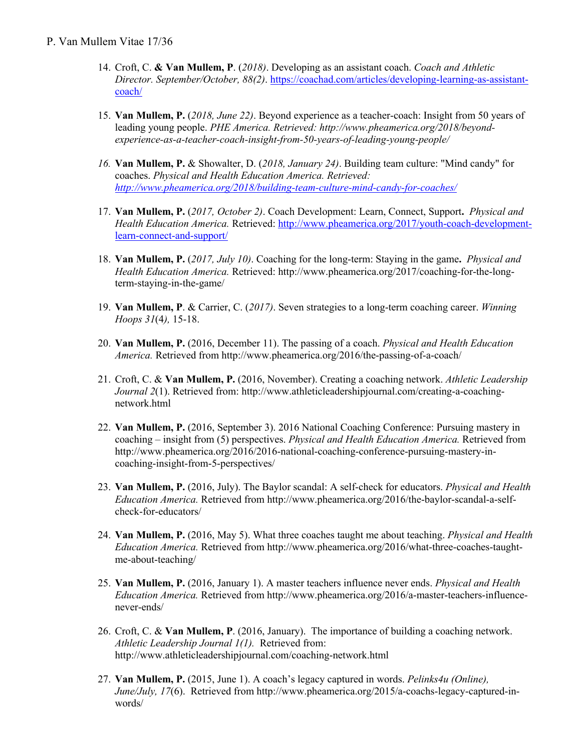14. Croft, C. **& Van Mullem, P**. (*2018)*. Developing as an assistant coach. *Coach and Athletic Director. September/October, 88(2)*. https://coachad.com/articles/developing-learning-as-assistant-coach/

15. **Van Mullem, P.** (*2018, June 22)*. Beyond experience as a teacher-coach: Insight from 50 years of leading young people. *PHE America. Retrieved: http://www.pheamerica.org/2018/beyond-experience-as-a-teacher-coach-insight-from-50-years-of-leading-young-people/*

16. **Van Mullem, P.** & Showalter, D. (*2018, January 24)*. Building team culture: "Mind candy" for coaches. *Physical and Health Education America. Retrieved: http://www.pheamerica.org/2018/building-team-culture-mind-candy-for-coaches/*

17. **Van Mullem, P.** (*2017, October 2)*. Coach Development: Learn, Connect, Support**.** *Physical and Health Education America.* Retrieved: http://www.pheamerica.org/2017/youth-coach-development-learn-connect-and-support/

18. **Van Mullem, P.** (*2017, July 10)*. Coaching for the long-term: Staying in the game**.** *Physical and Health Education America.* Retrieved: http://www.pheamerica.org/2017/coaching-for-the-long-term-staying-in-the-game/

19. **Van Mullem, P**. & Carrier, C. (*2017)*. Seven strategies to a long-term coaching career. *Winning Hoops 31*(4*),* 15-18.

20. **Van Mullem, P.** (2016, December 11). The passing of a coach. *Physical and Health Education America.* Retrieved from http://www.pheamerica.org/2016/the-passing-of-a-coach/

21. Croft, C. & **Van Mullem, P.** (2016, November). Creating a coaching network. *Athletic Leadership Journal 2*(1). Retrieved from: http://www.athleticleadershipjournal.com/creating-a-coaching-network.html

22. **Van Mullem, P.** (2016, September 3). 2016 National Coaching Conference: Pursuing mastery in coaching – insight from (5) perspectives. *Physical and Health Education America.* Retrieved from http://www.pheamerica.org/2016/2016-national-coaching-conference-pursuing-mastery-in-coaching-insight-from-5-perspectives/

23. **Van Mullem, P.** (2016, July). The Baylor scandal: A self-check for educators. *Physical and Health Education America.* Retrieved from http://www.pheamerica.org/2016/the-baylor-scandal-a-self-check-for-educators/

24. **Van Mullem, P.** (2016, May 5). What three coaches taught me about teaching. *Physical and Health Education America.* Retrieved from http://www.pheamerica.org/2016/what-three-coaches-taught-me-about-teaching/

25. **Van Mullem, P.** (2016, January 1). A master teachers influence never ends. *Physical and Health Education America.* Retrieved from http://www.pheamerica.org/2016/a-master-teachers-influence-never-ends/

26. Croft, C. & **Van Mullem, P**. (2016, January). The importance of building a coaching network. *Athletic Leadership Journal 1(1).* Retrieved from: http://www.athleticleadershipjournal.com/coaching-network.html

27. **Van Mullem, P.** (2015, June 1). A coach's legacy captured in words. *Pelinks4u (Online), June/July, 17*(6). Retrieved from http://www.pheamerica.org/2015/a-coachs-legacy-captured-in-words/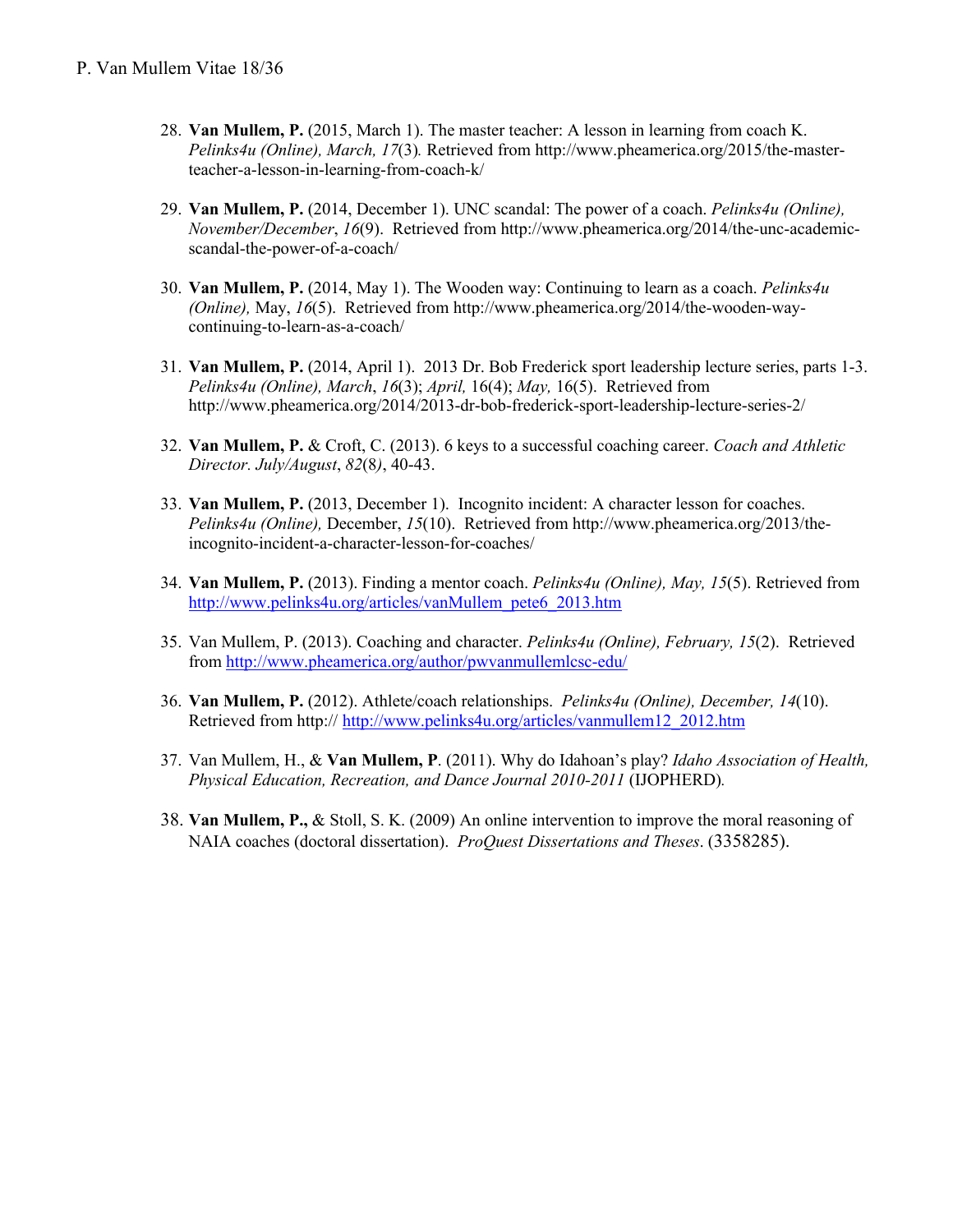28. **Van Mullem, P.** (2015, March 1). The master teacher: A lesson in learning from coach K. *Pelinks4u (Online), March, 17*(3)*.* Retrieved from http://www.pheamerica.org/2015/the-master-teacher-a-lesson-in-learning-from-coach-k/

29. **Van Mullem, P.** (2014, December 1). UNC scandal: The power of a coach. *Pelinks4u (Online), November/December*, *16*(9). Retrieved from http://www.pheamerica.org/2014/the-unc-academic-scandal-the-power-of-a-coach/

30. **Van Mullem, P.** (2014, May 1). The Wooden way: Continuing to learn as a coach. *Pelinks4u (Online),* May, *16*(5). Retrieved from http://www.pheamerica.org/2014/the-wooden-way-continuing-to-learn-as-a-coach/

31. **Van Mullem, P.** (2014, April 1). 2013 Dr. Bob Frederick sport leadership lecture series, parts 1-3. *Pelinks4u (Online), March*, *16*(3); *April,* 16(4); *May,* 16(5). Retrieved from http://www.pheamerica.org/2014/2013-dr-bob-frederick-sport-leadership-lecture-series-2/

32. **Van Mullem, P.** & Croft, C. (2013). 6 keys to a successful coaching career. *Coach and Athletic Director. July/August*, *82*(8*)*, 40-43.

33. **Van Mullem, P.** (2013, December 1). Incognito incident: A character lesson for coaches. *Pelinks4u (Online),* December, *15*(10). Retrieved from http://www.pheamerica.org/2013/the-incognito-incident-a-character-lesson-for-coaches/

34. **Van Mullem, P.** (2013). Finding a mentor coach. *Pelinks4u (Online), May, 15*(5). Retrieved from http://www.pelinks4u.org/articles/vanMullem_pete6_2013.htm

35. Van Mullem, P. (2013). Coaching and character. *Pelinks4u (Online), February, 15*(2). Retrieved from http://www.pheamerica.org/author/pwvanmullemlcsc-edu/

36. **Van Mullem, P.** (2012). Athlete/coach relationships. *Pelinks4u (Online), December, 14*(10). Retrieved from http:// http://www.pelinks4u.org/articles/vanmullem12_2012.htm

37. Van Mullem, H., & **Van Mullem, P**. (2011). Why do Idahoan's play? *Idaho Association of Health, Physical Education, Recreation, and Dance Journal 2010-2011* (IJOPHERD)*.*

38. **Van Mullem, P.,** & Stoll, S. K. (2009) An online intervention to improve the moral reasoning of NAIA coaches (doctoral dissertation). *ProQuest Dissertations and Theses*. (3358285).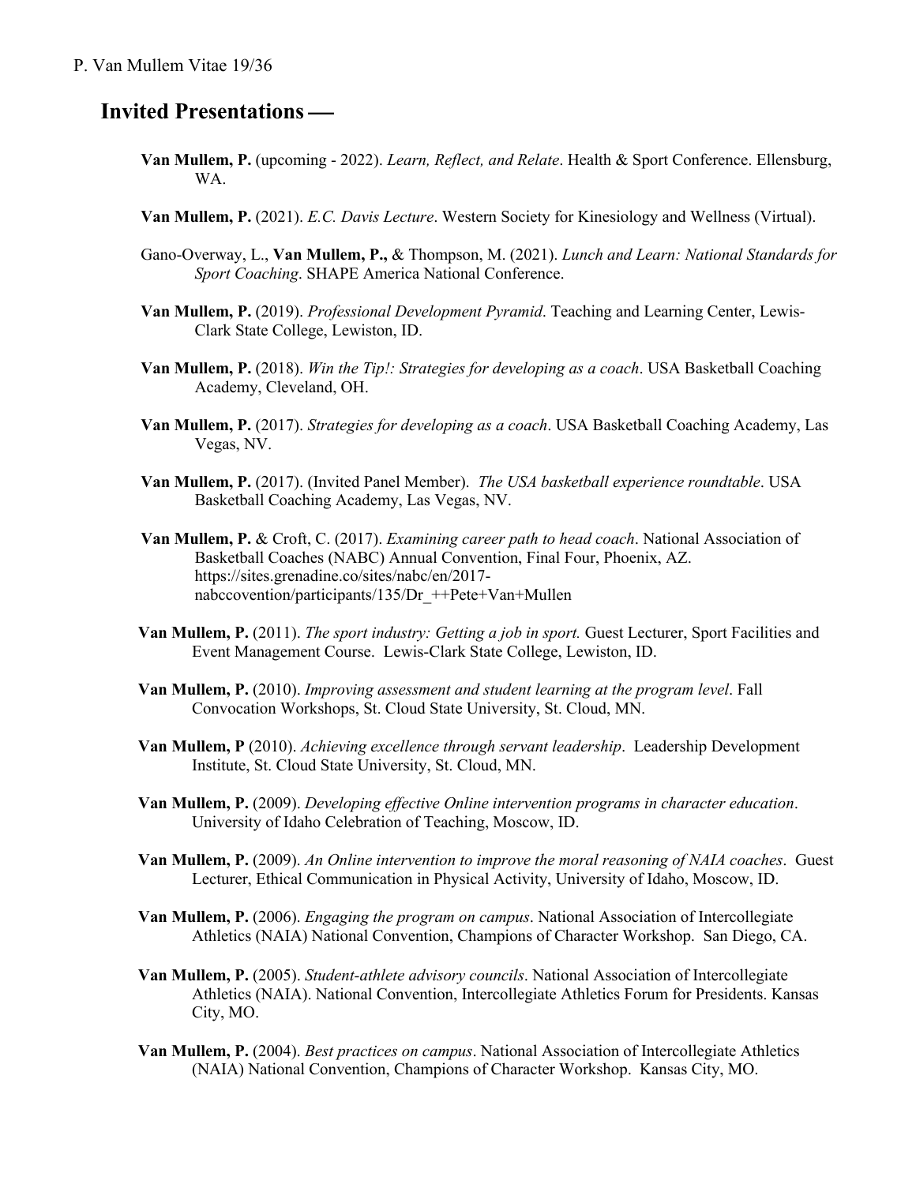## Invited Presentations

**Van Mullem, P.** (upcoming - 2022). *Learn, Reflect, and Relate*. Health & Sport Conference. Ellensburg, WA.

**Van Mullem, P.** (2021). *E.C. Davis Lecture*. Western Society for Kinesiology and Wellness (Virtual).

Gano-Overway, L., **Van Mullem, P.,** & Thompson, M. (2021). *Lunch and Learn: National Standards for Sport Coaching*. SHAPE America National Conference.

**Van Mullem, P.** (2019). *Professional Development Pyramid*. Teaching and Learning Center, Lewis-Clark State College, Lewiston, ID.

**Van Mullem, P.** (2018). *Win the Tip!: Strategies for developing as a coach*. USA Basketball Coaching Academy, Cleveland, OH.

**Van Mullem, P.** (2017). *Strategies for developing as a coach*. USA Basketball Coaching Academy, Las Vegas, NV.

**Van Mullem, P.** (2017). (Invited Panel Member). *The USA basketball experience roundtable*. USA Basketball Coaching Academy, Las Vegas, NV.

**Van Mullem, P.** & Croft, C. (2017). *Examining career path to head coach*. National Association of Basketball Coaches (NABC) Annual Convention, Final Four, Phoenix, AZ. https://sites.grenadine.co/sites/nabc/en/2017-nabccovention/participants/135/Dr_++Pete+Van+Mullen

**Van Mullem, P.** (2011). *The sport industry: Getting a job in sport.* Guest Lecturer, Sport Facilities and Event Management Course. Lewis-Clark State College, Lewiston, ID.

**Van Mullem, P.** (2010). *Improving assessment and student learning at the program level*. Fall Convocation Workshops, St. Cloud State University, St. Cloud, MN.

**Van Mullem, P** (2010). *Achieving excellence through servant leadership*. Leadership Development Institute, St. Cloud State University, St. Cloud, MN.

**Van Mullem, P.** (2009). *Developing effective Online intervention programs in character education*. University of Idaho Celebration of Teaching, Moscow, ID.

**Van Mullem, P.** (2009). *An Online intervention to improve the moral reasoning of NAIA coaches*. Guest Lecturer, Ethical Communication in Physical Activity, University of Idaho, Moscow, ID.

**Van Mullem, P.** (2006). *Engaging the program on campus*. National Association of Intercollegiate Athletics (NAIA) National Convention, Champions of Character Workshop. San Diego, CA.

**Van Mullem, P.** (2005). *Student-athlete advisory councils*. National Association of Intercollegiate Athletics (NAIA). National Convention, Intercollegiate Athletics Forum for Presidents. Kansas City, MO.

**Van Mullem, P.** (2004). *Best practices on campus*. National Association of Intercollegiate Athletics (NAIA) National Convention, Champions of Character Workshop. Kansas City, MO.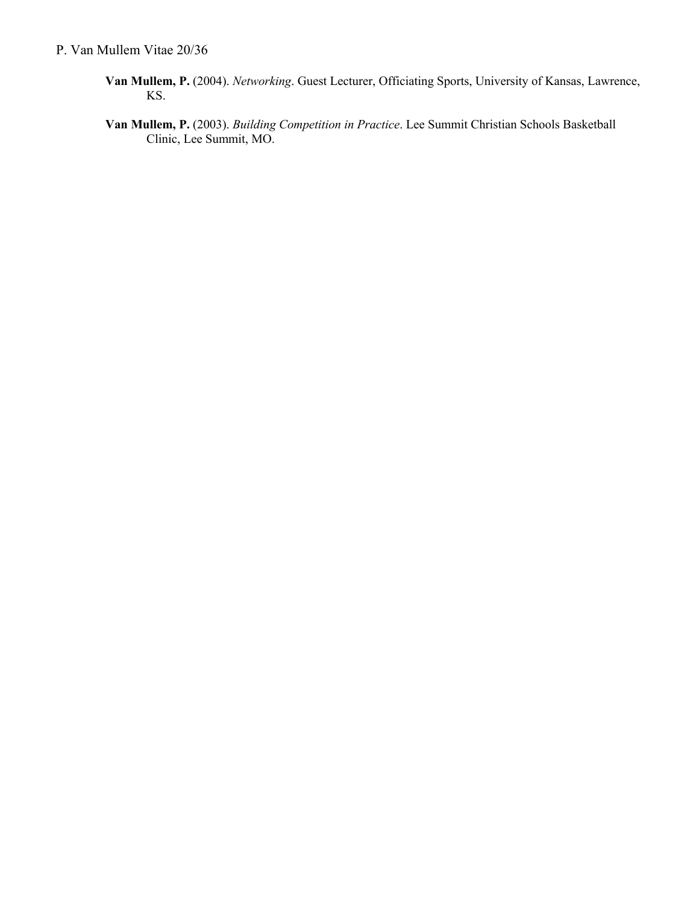**Van Mullem, P.** (2004). *Networking*. Guest Lecturer, Officiating Sports, University of Kansas, Lawrence, KS.

**Van Mullem, P.** (2003). *Building Competition in Practice*. Lee Summit Christian Schools Basketball Clinic, Lee Summit, MO.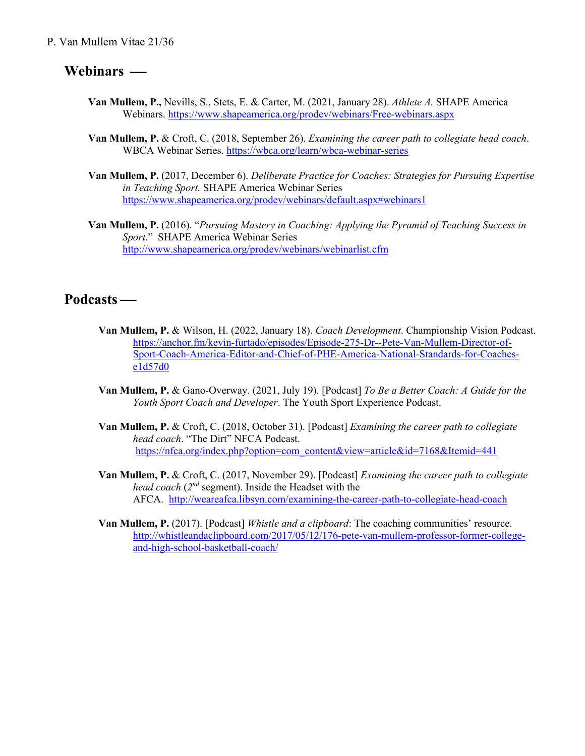## Webinars —

**Van Mullem, P.,** Nevills, S., Stets, E. & Carter, M. (2021, January 28). *Athlete A.* SHAPE America Webinars. https://www.shapeamerica.org/prodev/webinars/Free-webinars.aspx

**Van Mullem, P.** & Croft, C. (2018, September 26). *Examining the career path to collegiate head coach*. WBCA Webinar Series. https://wbca.org/learn/wbca-webinar-series

**Van Mullem, P.** (2017, December 6). *Deliberate Practice for Coaches: Strategies for Pursuing Expertise in Teaching Sport.* SHAPE America Webinar Series https://www.shapeamerica.org/prodev/webinars/default.aspx#webinars1

**Van Mullem, P.** (2016). "*Pursuing Mastery in Coaching: Applying the Pyramid of Teaching Success in Sport*." SHAPE America Webinar Series http://www.shapeamerica.org/prodev/webinars/webinarlist.cfm

## Podcasts —

**Van Mullem, P.** & Wilson, H. (2022, January 18). *Coach Development*. Championship Vision Podcast. https://anchor.fm/kevin-furtado/episodes/Episode-275-Dr--Pete-Van-Mullem-Director-of-Sport-Coach-America-Editor-and-Chief-of-PHE-America-National-Standards-for-Coaches-e1d57d0

**Van Mullem, P.** & Gano-Overway. (2021, July 19). [Podcast] *To Be a Better Coach: A Guide for the Youth Sport Coach and Developer*. The Youth Sport Experience Podcast.

**Van Mullem, P.** & Croft, C. (2018, October 31). [Podcast] *Examining the career path to collegiate head coach*. "The Dirt" NFCA Podcast. https://nfca.org/index.php?option=com_content&view=article&id=7168&Itemid=441

**Van Mullem, P.** & Croft, C. (2017, November 29). [Podcast] *Examining the career path to collegiate head coach* (2nd segment). Inside the Headset with the AFCA. http://weareafca.libsyn.com/examining-the-career-path-to-collegiate-head-coach

**Van Mullem, P.** (2017). [Podcast] *Whistle and a clipboard*: The coaching communities' resource. http://whistleandaclipboard.com/2017/05/12/176-pete-van-mullem-professor-former-college-and-high-school-basketball-coach/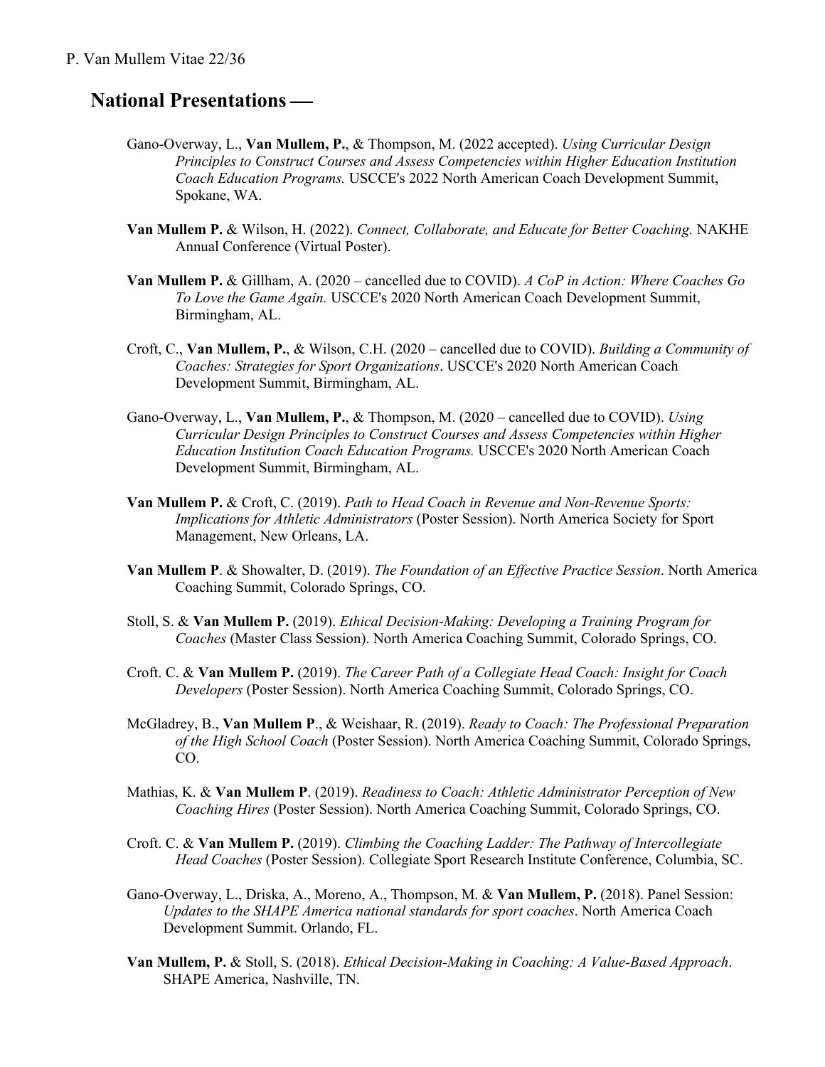## National Presentations —

Gano-Overway, L., **Van Mullem, P.**, & Thompson, M. (2022 accepted). *Using Curricular Design Principles to Construct Courses and Assess Competencies within Higher Education Institution Coach Education Programs.* USCCE's 2022 North American Coach Development Summit, Spokane, WA.

**Van Mullem P.** & Wilson, H. (2022). *Connect, Collaborate, and Educate for Better Coaching.* NAKHE Annual Conference (Virtual Poster).

**Van Mullem P.** & Gillham, A. (2020 – cancelled due to COVID). *A CoP in Action: Where Coaches Go To Love the Game Again.* USCCE's 2020 North American Coach Development Summit, Birmingham, AL.

Croft, C., **Van Mullem, P.**, & Wilson, C.H. (2020 – cancelled due to COVID). *Building a Community of Coaches: Strategies for Sport Organizations*. USCCE's 2020 North American Coach Development Summit, Birmingham, AL.

Gano-Overway, L., **Van Mullem, P.**, & Thompson, M. (2020 – cancelled due to COVID). *Using Curricular Design Principles to Construct Courses and Assess Competencies within Higher Education Institution Coach Education Programs.* USCCE's 2020 North American Coach Development Summit, Birmingham, AL.

**Van Mullem P.** & Croft, C. (2019). *Path to Head Coach in Revenue and Non-Revenue Sports: Implications for Athletic Administrators* (Poster Session). North America Society for Sport Management, New Orleans, LA.

**Van Mullem P**. & Showalter, D. (2019). *The Foundation of an Effective Practice Session*. North America Coaching Summit, Colorado Springs, CO.

Stoll, S. & **Van Mullem P.** (2019). *Ethical Decision-Making: Developing a Training Program for Coaches* (Master Class Session). North America Coaching Summit, Colorado Springs, CO.

Croft. C. & **Van Mullem P.** (2019). *The Career Path of a Collegiate Head Coach: Insight for Coach Developers* (Poster Session). North America Coaching Summit, Colorado Springs, CO.

McGladrey, B., **Van Mullem P**., & Weishaar, R. (2019). *Ready to Coach: The Professional Preparation of the High School Coach* (Poster Session). North America Coaching Summit, Colorado Springs, CO.

Mathias, K. & **Van Mullem P**. (2019). *Readiness to Coach: Athletic Administrator Perception of New Coaching Hires* (Poster Session). North America Coaching Summit, Colorado Springs, CO.

Croft. C. & **Van Mullem P.** (2019). *Climbing the Coaching Ladder: The Pathway of Intercollegiate Head Coaches* (Poster Session). Collegiate Sport Research Institute Conference, Columbia, SC.

Gano-Overway, L., Driska, A., Moreno, A., Thompson, M. & **Van Mullem, P.** (2018). Panel Session: *Updates to the SHAPE America national standards for sport coaches*. North America Coach Development Summit. Orlando, FL.

**Van Mullem, P.** & Stoll, S. (2018). *Ethical Decision-Making in Coaching: A Value-Based Approach*. SHAPE America, Nashville, TN.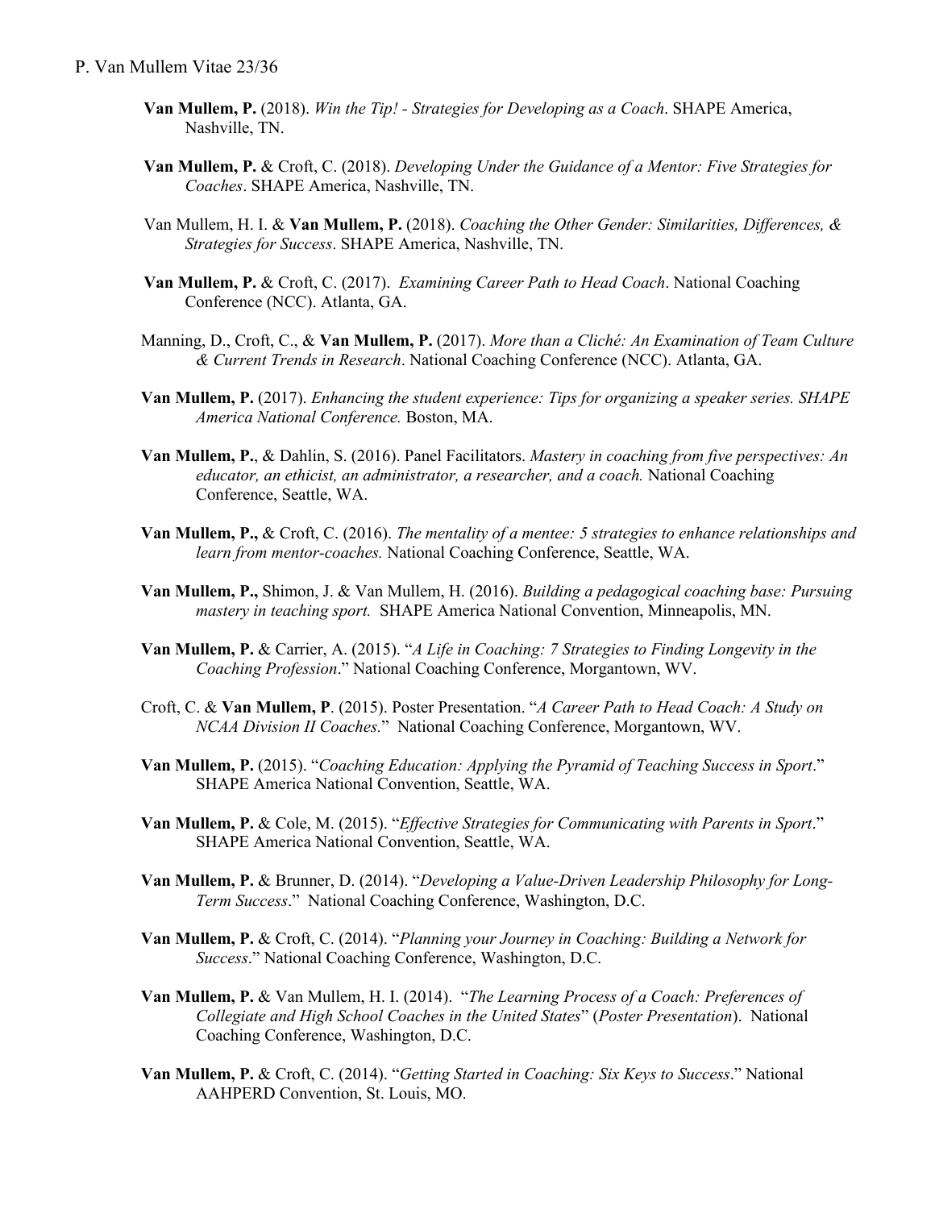**Van Mullem, P.** (2018). *Win the Tip! - Strategies for Developing as a Coach*. SHAPE America, Nashville, TN.

**Van Mullem, P.** & Croft, C. (2018). *Developing Under the Guidance of a Mentor: Five Strategies for Coaches*. SHAPE America, Nashville, TN.

Van Mullem, H. I. & **Van Mullem, P.** (2018). *Coaching the Other Gender: Similarities, Differences, & Strategies for Success*. SHAPE America, Nashville, TN.

**Van Mullem, P.** & Croft, C. (2017). *Examining Career Path to Head Coach*. National Coaching Conference (NCC). Atlanta, GA.

Manning, D., Croft, C., & **Van Mullem, P.** (2017). *More than a Cliché: An Examination of Team Culture & Current Trends in Research*. National Coaching Conference (NCC). Atlanta, GA.

**Van Mullem, P.** (2017). *Enhancing the student experience: Tips for organizing a speaker series. SHAPE America National Conference.* Boston, MA.

**Van Mullem, P.**, & Dahlin, S. (2016). Panel Facilitators. *Mastery in coaching from five perspectives: An educator, an ethicist, an administrator, a researcher, and a coach.* National Coaching Conference, Seattle, WA.

**Van Mullem, P.,** & Croft, C. (2016). *The mentality of a mentee: 5 strategies to enhance relationships and learn from mentor-coaches.* National Coaching Conference, Seattle, WA.

**Van Mullem, P.,** Shimon, J. & Van Mullem, H. (2016). *Building a pedagogical coaching base: Pursuing mastery in teaching sport.* SHAPE America National Convention, Minneapolis, MN.

**Van Mullem, P.** & Carrier, A. (2015). "*A Life in Coaching: 7 Strategies to Finding Longevity in the Coaching Profession*." National Coaching Conference, Morgantown, WV.

Croft, C. & **Van Mullem, P**. (2015). Poster Presentation. "*A Career Path to Head Coach: A Study on NCAA Division II Coaches.*" National Coaching Conference, Morgantown, WV.

**Van Mullem, P.** (2015). "*Coaching Education: Applying the Pyramid of Teaching Success in Sport*." SHAPE America National Convention, Seattle, WA.

**Van Mullem, P.** & Cole, M. (2015). "*Effective Strategies for Communicating with Parents in Sport*." SHAPE America National Convention, Seattle, WA.

**Van Mullem, P.** & Brunner, D. (2014). "*Developing a Value-Driven Leadership Philosophy for Long-Term Success*." National Coaching Conference, Washington, D.C.

**Van Mullem, P.** & Croft, C. (2014). "*Planning your Journey in Coaching: Building a Network for Success*." National Coaching Conference, Washington, D.C.

**Van Mullem, P.** & Van Mullem, H. I. (2014). "*The Learning Process of a Coach: Preferences of Collegiate and High School Coaches in the United States*" (*Poster Presentation*). National Coaching Conference, Washington, D.C.

**Van Mullem, P.** & Croft, C. (2014). "*Getting Started in Coaching: Six Keys to Success*." National AAHPERD Convention, St. Louis, MO.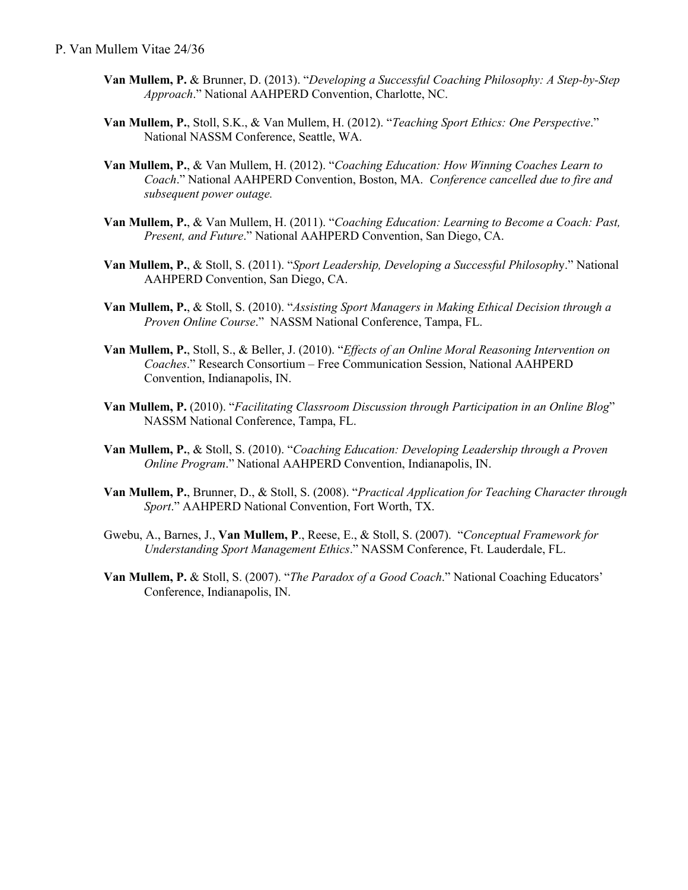**Van Mullem, P.** & Brunner, D. (2013). "*Developing a Successful Coaching Philosophy: A Step-by-Step Approach*." National AAHPERD Convention, Charlotte, NC.

**Van Mullem, P.**, Stoll, S.K., & Van Mullem, H. (2012). "*Teaching Sport Ethics: One Perspective*." National NASSM Conference, Seattle, WA.

**Van Mullem, P.**, & Van Mullem, H. (2012). "*Coaching Education: How Winning Coaches Learn to Coach*." National AAHPERD Convention, Boston, MA. *Conference cancelled due to fire and subsequent power outage.*

**Van Mullem, P.**, & Van Mullem, H. (2011). "*Coaching Education: Learning to Become a Coach: Past, Present, and Future*." National AAHPERD Convention, San Diego, CA.

**Van Mullem, P.**, & Stoll, S. (2011). "*Sport Leadership, Developing a Successful Philosoph*y." National AAHPERD Convention, San Diego, CA.

**Van Mullem, P.**, & Stoll, S. (2010). "*Assisting Sport Managers in Making Ethical Decision through a Proven Online Course*." NASSM National Conference, Tampa, FL.

**Van Mullem, P.**, Stoll, S., & Beller, J. (2010). "*Effects of an Online Moral Reasoning Intervention on Coaches*." Research Consortium – Free Communication Session, National AAHPERD Convention, Indianapolis, IN.

**Van Mullem, P.** (2010). "*Facilitating Classroom Discussion through Participation in an Online Blog*" NASSM National Conference, Tampa, FL.

**Van Mullem, P.**, & Stoll, S. (2010). "*Coaching Education: Developing Leadership through a Proven Online Program*." National AAHPERD Convention, Indianapolis, IN.

**Van Mullem, P.**, Brunner, D., & Stoll, S. (2008). "*Practical Application for Teaching Character through Sport*." AAHPERD National Convention, Fort Worth, TX.

Gwebu, A., Barnes, J., **Van Mullem, P**., Reese, E., & Stoll, S. (2007). "*Conceptual Framework for Understanding Sport Management Ethics*." NASSM Conference, Ft. Lauderdale, FL.

**Van Mullem, P.** & Stoll, S. (2007). "*The Paradox of a Good Coach*." National Coaching Educators' Conference, Indianapolis, IN.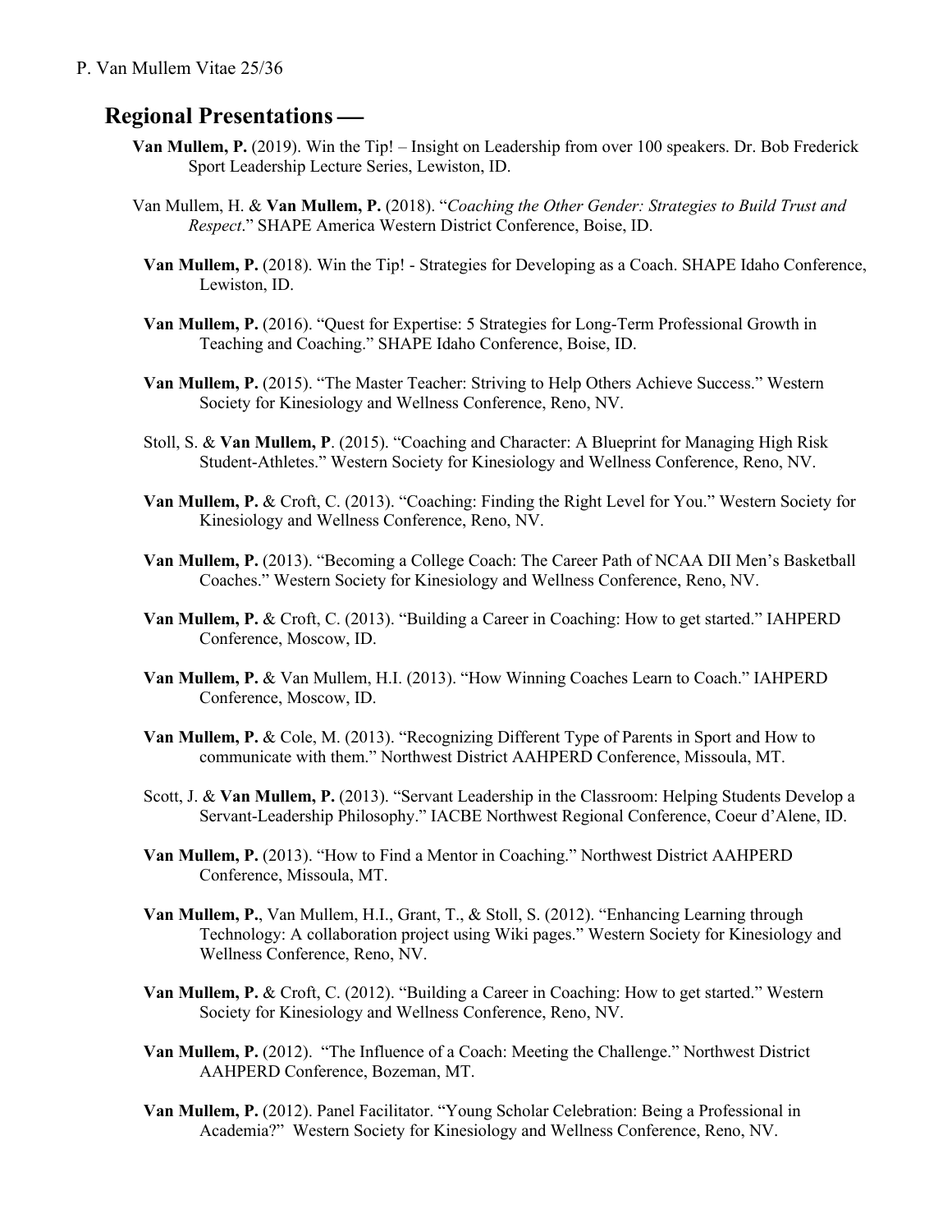## Regional Presentations —

**Van Mullem, P.** (2019). Win the Tip! – Insight on Leadership from over 100 speakers. Dr. Bob Frederick Sport Leadership Lecture Series, Lewiston, ID.

Van Mullem, H. & **Van Mullem, P.** (2018). "*Coaching the Other Gender: Strategies to Build Trust and Respect*." SHAPE America Western District Conference, Boise, ID.

**Van Mullem, P.** (2018). Win the Tip! - Strategies for Developing as a Coach. SHAPE Idaho Conference, Lewiston, ID.

**Van Mullem, P.** (2016). "Quest for Expertise: 5 Strategies for Long-Term Professional Growth in Teaching and Coaching." SHAPE Idaho Conference, Boise, ID.

**Van Mullem, P.** (2015). "The Master Teacher: Striving to Help Others Achieve Success." Western Society for Kinesiology and Wellness Conference, Reno, NV.

Stoll, S. & **Van Mullem, P**. (2015). "Coaching and Character: A Blueprint for Managing High Risk Student-Athletes." Western Society for Kinesiology and Wellness Conference, Reno, NV.

**Van Mullem, P.** & Croft, C. (2013). "Coaching: Finding the Right Level for You." Western Society for Kinesiology and Wellness Conference, Reno, NV.

**Van Mullem, P.** (2013). "Becoming a College Coach: The Career Path of NCAA DII Men's Basketball Coaches." Western Society for Kinesiology and Wellness Conference, Reno, NV.

**Van Mullem, P.** & Croft, C. (2013). "Building a Career in Coaching: How to get started." IAHPERD Conference, Moscow, ID.

**Van Mullem, P.** & Van Mullem, H.I. (2013). "How Winning Coaches Learn to Coach." IAHPERD Conference, Moscow, ID.

**Van Mullem, P.** & Cole, M. (2013). "Recognizing Different Type of Parents in Sport and How to communicate with them." Northwest District AAHPERD Conference, Missoula, MT.

Scott, J. & **Van Mullem, P.** (2013). "Servant Leadership in the Classroom: Helping Students Develop a Servant-Leadership Philosophy." IACBE Northwest Regional Conference, Coeur d'Alene, ID.

**Van Mullem, P.** (2013). "How to Find a Mentor in Coaching." Northwest District AAHPERD Conference, Missoula, MT.

**Van Mullem, P.**, Van Mullem, H.I., Grant, T., & Stoll, S. (2012). "Enhancing Learning through Technology: A collaboration project using Wiki pages." Western Society for Kinesiology and Wellness Conference, Reno, NV.

**Van Mullem, P.** & Croft, C. (2012). "Building a Career in Coaching: How to get started." Western Society for Kinesiology and Wellness Conference, Reno, NV.

**Van Mullem, P.** (2012). "The Influence of a Coach: Meeting the Challenge." Northwest District AAHPERD Conference, Bozeman, MT.

**Van Mullem, P.** (2012). Panel Facilitator. "Young Scholar Celebration: Being a Professional in Academia?" Western Society for Kinesiology and Wellness Conference, Reno, NV.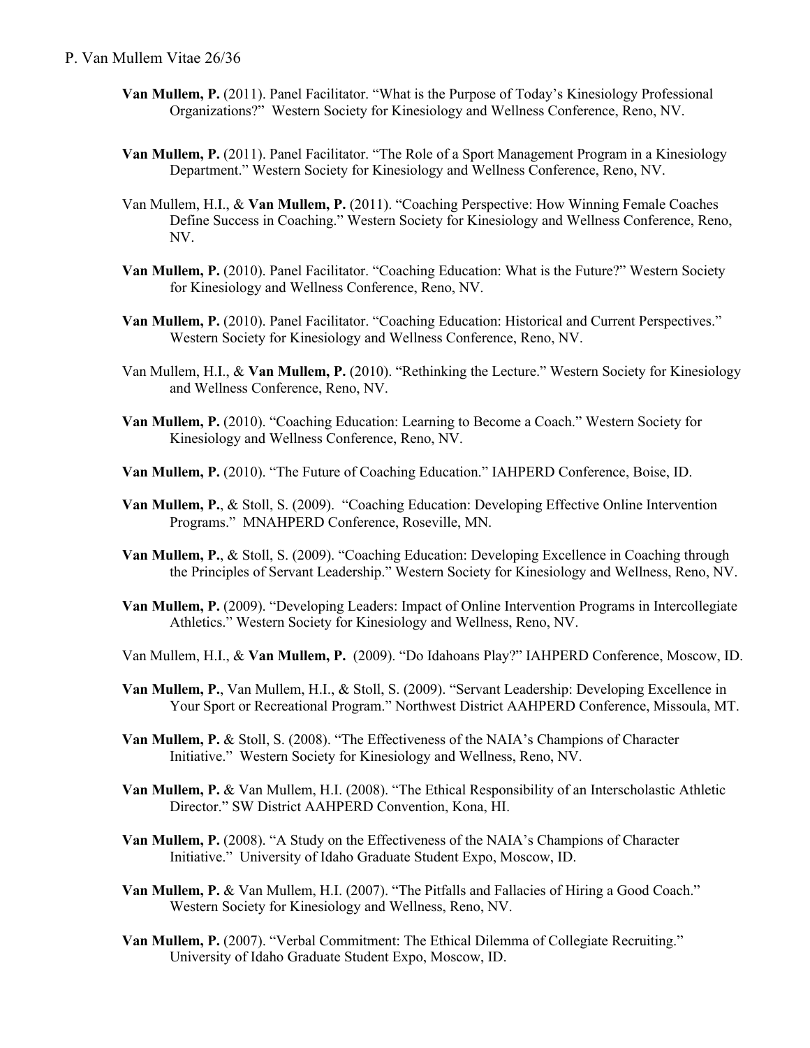**Van Mullem, P.** (2011). Panel Facilitator. “What is the Purpose of Today’s Kinesiology Professional Organizations?” Western Society for Kinesiology and Wellness Conference, Reno, NV.

**Van Mullem, P.** (2011). Panel Facilitator. “The Role of a Sport Management Program in a Kinesiology Department.” Western Society for Kinesiology and Wellness Conference, Reno, NV.

Van Mullem, H.I., & **Van Mullem, P.** (2011). “Coaching Perspective: How Winning Female Coaches Define Success in Coaching.” Western Society for Kinesiology and Wellness Conference, Reno, NV.

**Van Mullem, P.** (2010). Panel Facilitator. “Coaching Education: What is the Future?” Western Society for Kinesiology and Wellness Conference, Reno, NV.

**Van Mullem, P.** (2010). Panel Facilitator. “Coaching Education: Historical and Current Perspectives.” Western Society for Kinesiology and Wellness Conference, Reno, NV.

Van Mullem, H.I., & **Van Mullem, P.** (2010). “Rethinking the Lecture.” Western Society for Kinesiology and Wellness Conference, Reno, NV.

**Van Mullem, P.** (2010). “Coaching Education: Learning to Become a Coach.” Western Society for Kinesiology and Wellness Conference, Reno, NV.

**Van Mullem, P.** (2010). “The Future of Coaching Education.” IAHPERD Conference, Boise, ID.

**Van Mullem, P.**, & Stoll, S. (2009). “Coaching Education: Developing Effective Online Intervention Programs.” MNAHPERD Conference, Roseville, MN.

**Van Mullem, P.**, & Stoll, S. (2009). “Coaching Education: Developing Excellence in Coaching through the Principles of Servant Leadership.” Western Society for Kinesiology and Wellness, Reno, NV.

**Van Mullem, P.** (2009). “Developing Leaders: Impact of Online Intervention Programs in Intercollegiate Athletics.” Western Society for Kinesiology and Wellness, Reno, NV.

Van Mullem, H.I., & **Van Mullem, P.** (2009). “Do Idahoans Play?” IAHPERD Conference, Moscow, ID.

**Van Mullem, P.**, Van Mullem, H.I., & Stoll, S. (2009). “Servant Leadership: Developing Excellence in Your Sport or Recreational Program.” Northwest District AAHPERD Conference, Missoula, MT.

**Van Mullem, P.** & Stoll, S. (2008). “The Effectiveness of the NAIA’s Champions of Character Initiative.” Western Society for Kinesiology and Wellness, Reno, NV.

**Van Mullem, P.** & Van Mullem, H.I. (2008). “The Ethical Responsibility of an Interscholastic Athletic Director.” SW District AAHPERD Convention, Kona, HI.

**Van Mullem, P.** (2008). “A Study on the Effectiveness of the NAIA’s Champions of Character Initiative.” University of Idaho Graduate Student Expo, Moscow, ID.

**Van Mullem, P.** & Van Mullem, H.I. (2007). “The Pitfalls and Fallacies of Hiring a Good Coach.” Western Society for Kinesiology and Wellness, Reno, NV.

**Van Mullem, P.** (2007). “Verbal Commitment: The Ethical Dilemma of Collegiate Recruiting.” University of Idaho Graduate Student Expo, Moscow, ID.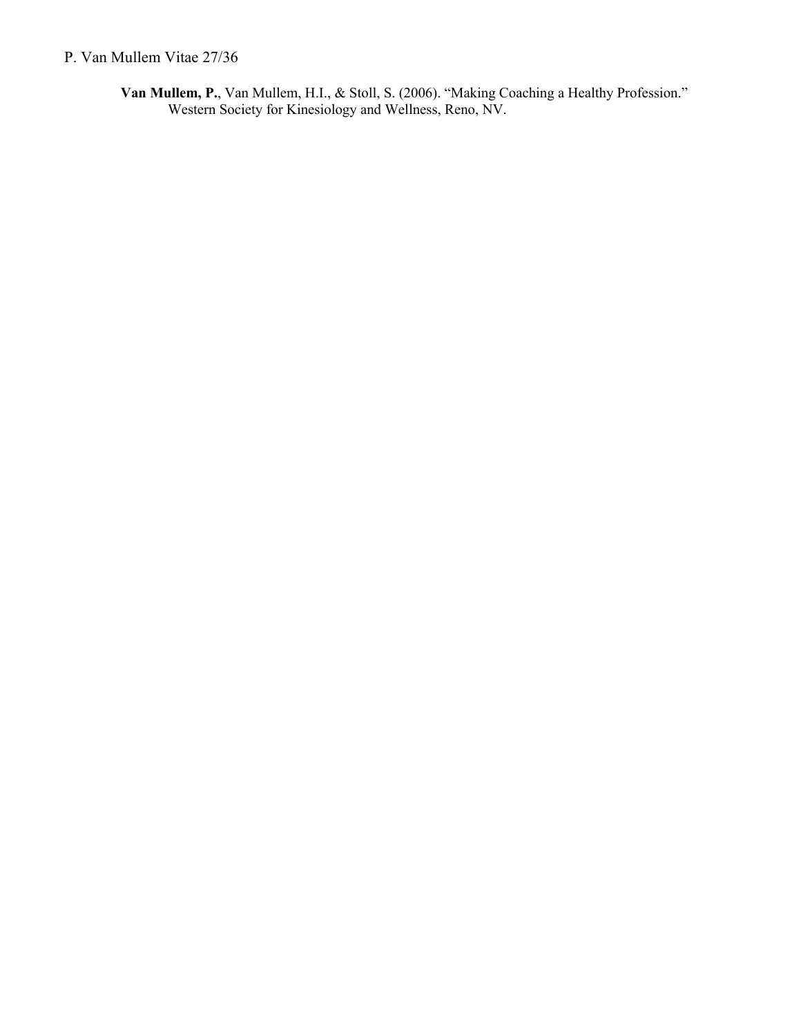**Van Mullem, P.**, Van Mullem, H.I., & Stoll, S. (2006). “Making Coaching a Healthy Profession.” Western Society for Kinesiology and Wellness, Reno, NV.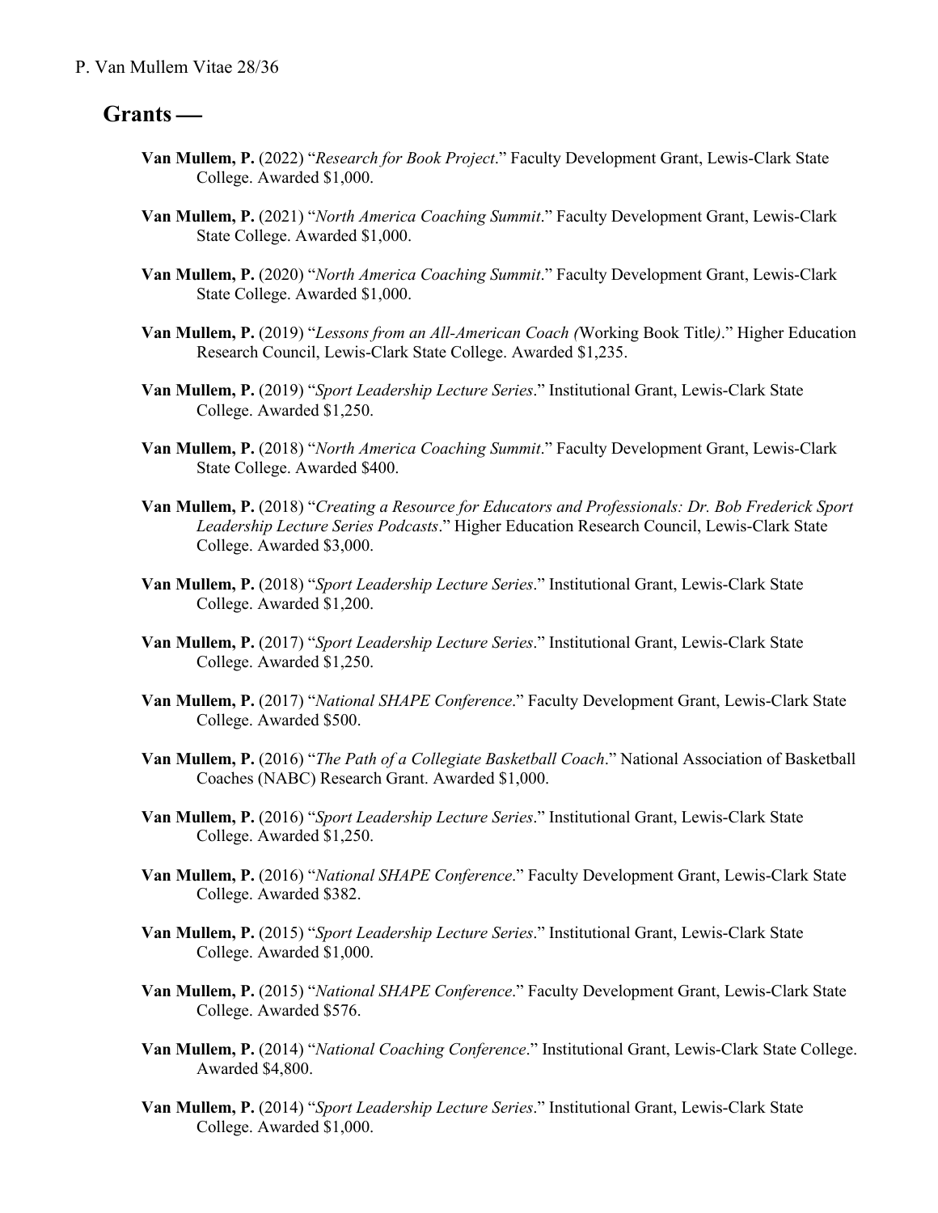## Grants —

**Van Mullem, P.** (2022) "*Research for Book Project*." Faculty Development Grant, Lewis-Clark State College. Awarded $1,000.

**Van Mullem, P.** (2021) "*North America Coaching Summit*." Faculty Development Grant, Lewis-Clark State College. Awarded $1,000.

**Van Mullem, P.** (2020) "*North America Coaching Summit*." Faculty Development Grant, Lewis-Clark State College. Awarded $1,000.

**Van Mullem, P.** (2019) "*Lessons from an All-American Coach (*Working Book Title*)*." Higher Education Research Council, Lewis-Clark State College. Awarded $1,235.

**Van Mullem, P.** (2019) "*Sport Leadership Lecture Series*." Institutional Grant, Lewis-Clark State College. Awarded $1,250.

**Van Mullem, P.** (2018) "*North America Coaching Summit*." Faculty Development Grant, Lewis-Clark State College. Awarded $400.

**Van Mullem, P.** (2018) "*Creating a Resource for Educators and Professionals: Dr. Bob Frederick Sport Leadership Lecture Series Podcasts*." Higher Education Research Council, Lewis-Clark State College. Awarded $3,000.

**Van Mullem, P.** (2018) "*Sport Leadership Lecture Series*." Institutional Grant, Lewis-Clark State College. Awarded $1,200.

**Van Mullem, P.** (2017) "*Sport Leadership Lecture Series*." Institutional Grant, Lewis-Clark State College. Awarded $1,250.

**Van Mullem, P.** (2017) "*National SHAPE Conference*." Faculty Development Grant, Lewis-Clark State College. Awarded $500.

**Van Mullem, P.** (2016) "*The Path of a Collegiate Basketball Coach*." National Association of Basketball Coaches (NABC) Research Grant. Awarded $1,000.

**Van Mullem, P.** (2016) "*Sport Leadership Lecture Series*." Institutional Grant, Lewis-Clark State College. Awarded $1,250.

**Van Mullem, P.** (2016) "*National SHAPE Conference*." Faculty Development Grant, Lewis-Clark State College. Awarded $382.

**Van Mullem, P.** (2015) "*Sport Leadership Lecture Series*." Institutional Grant, Lewis-Clark State College. Awarded $1,000.

**Van Mullem, P.** (2015) "*National SHAPE Conference*." Faculty Development Grant, Lewis-Clark State College. Awarded $576.

**Van Mullem, P.** (2014) "*National Coaching Conference*." Institutional Grant, Lewis-Clark State College. Awarded $4,800.

**Van Mullem, P.** (2014) "*Sport Leadership Lecture Series*." Institutional Grant, Lewis-Clark State College. Awarded $1,000.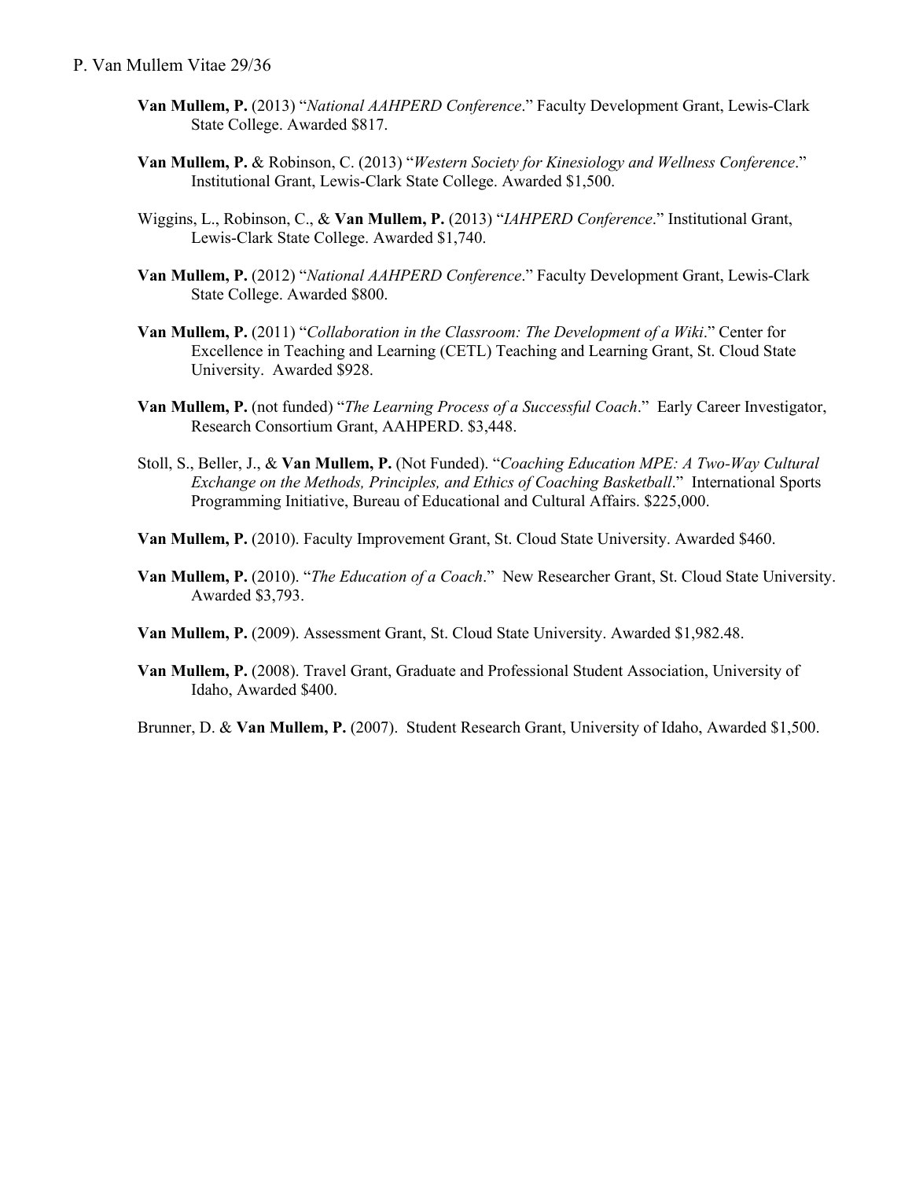**Van Mullem, P.** (2013) "*National AAHPERD Conference*." Faculty Development Grant, Lewis-Clark State College. Awarded $817.

**Van Mullem, P.** & Robinson, C. (2013) "*Western Society for Kinesiology and Wellness Conference*." Institutional Grant, Lewis-Clark State College. Awarded $1,500.

Wiggins, L., Robinson, C., & **Van Mullem, P.** (2013) "*IAHPERD Conference*." Institutional Grant, Lewis-Clark State College. Awarded $1,740.

**Van Mullem, P.** (2012) "*National AAHPERD Conference*." Faculty Development Grant, Lewis-Clark State College. Awarded $800.

**Van Mullem, P.** (2011) "*Collaboration in the Classroom: The Development of a Wiki*." Center for Excellence in Teaching and Learning (CETL) Teaching and Learning Grant, St. Cloud State University. Awarded $928.

**Van Mullem, P.** (not funded) "*The Learning Process of a Successful Coach*." Early Career Investigator, Research Consortium Grant, AAHPERD. $3,448.

Stoll, S., Beller, J., & **Van Mullem, P.** (Not Funded). "*Coaching Education MPE: A Two-Way Cultural Exchange on the Methods, Principles, and Ethics of Coaching Basketball*." International Sports Programming Initiative, Bureau of Educational and Cultural Affairs. $225,000.

**Van Mullem, P.** (2010). Faculty Improvement Grant, St. Cloud State University. Awarded $460.

**Van Mullem, P.** (2010). "*The Education of a Coach*." New Researcher Grant, St. Cloud State University. Awarded $3,793.

**Van Mullem, P.** (2009). Assessment Grant, St. Cloud State University. Awarded $1,982.48.

**Van Mullem, P.** (2008). Travel Grant, Graduate and Professional Student Association, University of Idaho, Awarded $400.

Brunner, D. & **Van Mullem, P.** (2007). Student Research Grant, University of Idaho, Awarded $1,500.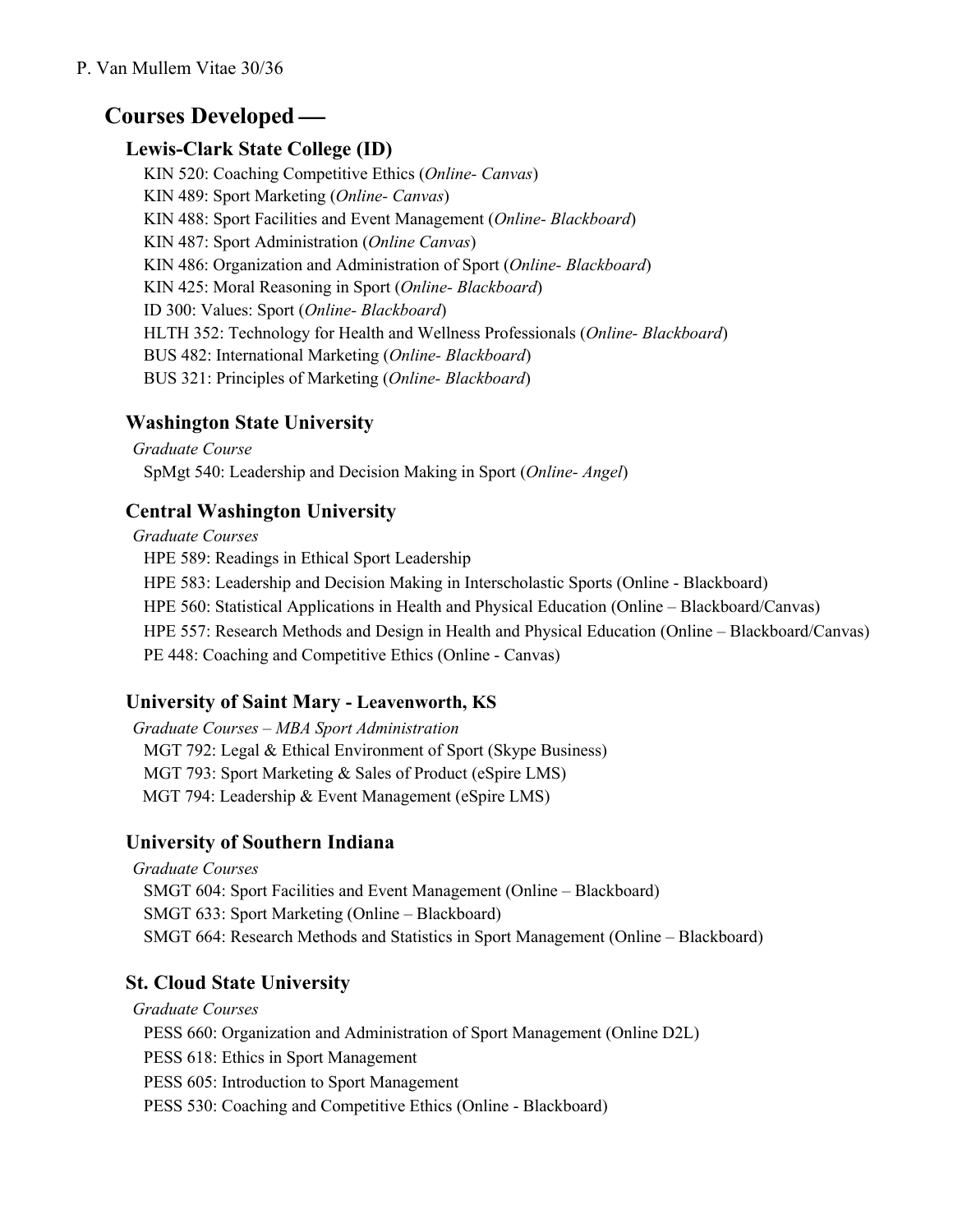## Courses Developed —

### Lewis-Clark State College (ID)

KIN 520: Coaching Competitive Ethics (*Online- Canvas*)
KIN 489: Sport Marketing (*Online- Canvas*)
KIN 488: Sport Facilities and Event Management (*Online- Blackboard*)
KIN 487: Sport Administration (*Online Canvas*)
KIN 486: Organization and Administration of Sport (*Online- Blackboard*)
KIN 425: Moral Reasoning in Sport (*Online- Blackboard*)
ID 300: Values: Sport (*Online- Blackboard*)
HLTH 352: Technology for Health and Wellness Professionals (*Online- Blackboard*)
BUS 482: International Marketing (*Online- Blackboard*)
BUS 321: Principles of Marketing (*Online- Blackboard*)

### Washington State University

*Graduate Course*

SpMgt 540: Leadership and Decision Making in Sport (*Online- Angel*)

### Central Washington University

*Graduate Courses*

HPE 589: Readings in Ethical Sport Leadership
HPE 583: Leadership and Decision Making in Interscholastic Sports (Online - Blackboard)
HPE 560: Statistical Applications in Health and Physical Education (Online – Blackboard/Canvas)
HPE 557: Research Methods and Design in Health and Physical Education (Online – Blackboard/Canvas)
PE 448: Coaching and Competitive Ethics (Online - Canvas)

### University of Saint Mary - Leavenworth, KS

*Graduate Courses – MBA Sport Administration*

MGT 792: Legal & Ethical Environment of Sport (Skype Business)
MGT 793: Sport Marketing & Sales of Product (eSpire LMS)
MGT 794: Leadership & Event Management (eSpire LMS)

### University of Southern Indiana

*Graduate Courses*

SMGT 604: Sport Facilities and Event Management (Online – Blackboard)
SMGT 633: Sport Marketing (Online – Blackboard)
SMGT 664: Research Methods and Statistics in Sport Management (Online – Blackboard)

### St. Cloud State University

*Graduate Courses*

PESS 660: Organization and Administration of Sport Management (Online D2L)
PESS 618: Ethics in Sport Management
PESS 605: Introduction to Sport Management
PESS 530: Coaching and Competitive Ethics (Online - Blackboard)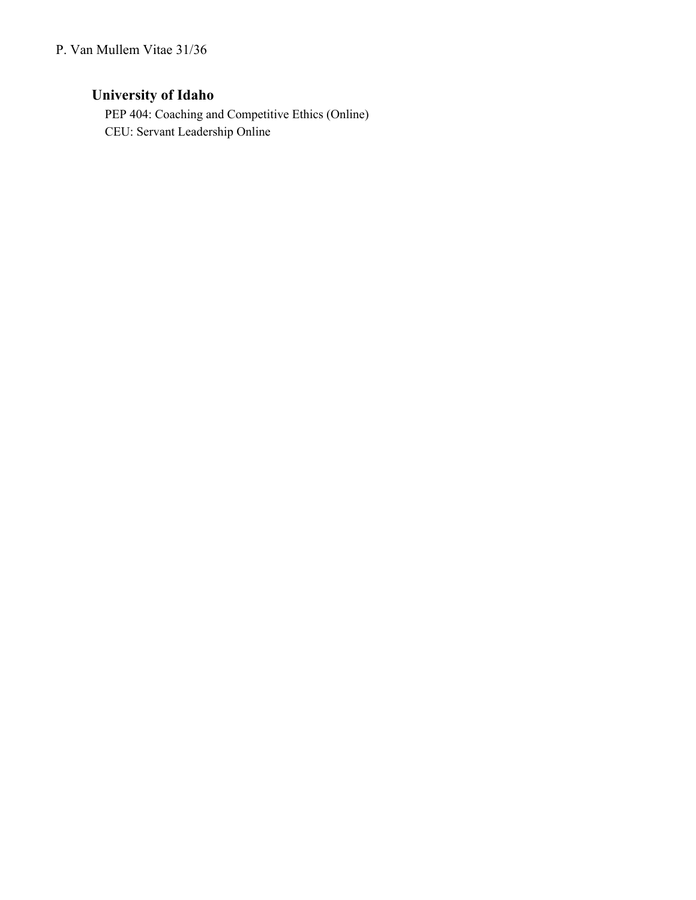### University of Idaho

PEP 404: Coaching and Competitive Ethics (Online)
CEU: Servant Leadership Online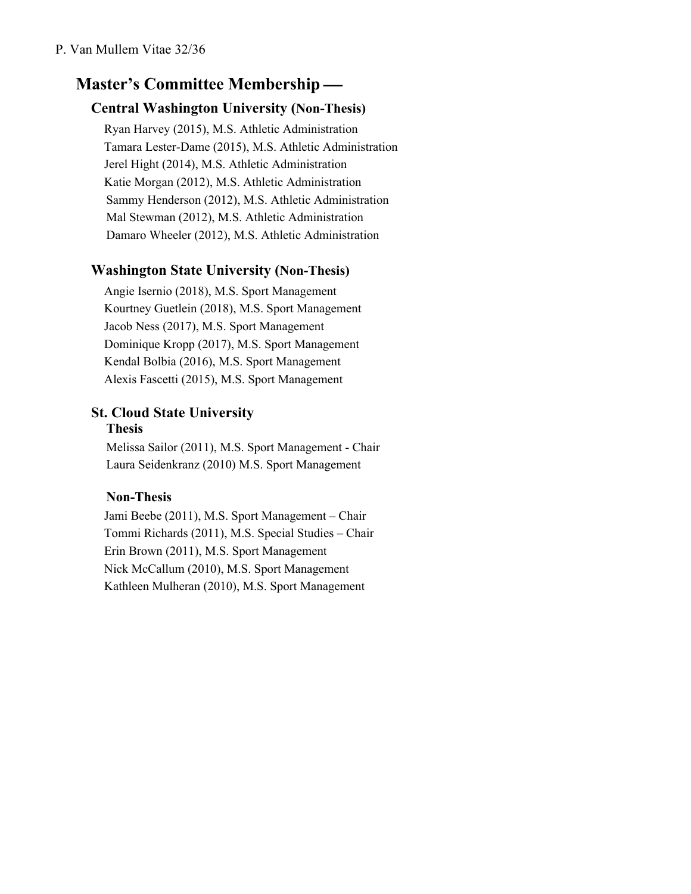## Master's Committee Membership —

### Central Washington University (Non-Thesis)

Ryan Harvey (2015), M.S. Athletic Administration
Tamara Lester-Dame (2015), M.S. Athletic Administration
Jerel Hight (2014), M.S. Athletic Administration
Katie Morgan (2012), M.S. Athletic Administration
Sammy Henderson (2012), M.S. Athletic Administration
Mal Stewman (2012), M.S. Athletic Administration
Damaro Wheeler (2012), M.S. Athletic Administration

### Washington State University (Non-Thesis)

Angie Isernio (2018), M.S. Sport Management
Kourtney Guetlein (2018), M.S. Sport Management
Jacob Ness (2017), M.S. Sport Management
Dominique Kropp (2017), M.S. Sport Management
Kendal Bolbia (2016), M.S. Sport Management
Alexis Fascetti (2015), M.S. Sport Management

### St. Cloud State University

**Thesis**

Melissa Sailor (2011), M.S. Sport Management - Chair
Laura Seidenkranz (2010) M.S. Sport Management

**Non-Thesis**

Jami Beebe (2011), M.S. Sport Management – Chair
Tommi Richards (2011), M.S. Special Studies – Chair
Erin Brown (2011), M.S. Sport Management
Nick McCallum (2010), M.S. Sport Management
Kathleen Mulheran (2010), M.S. Sport Management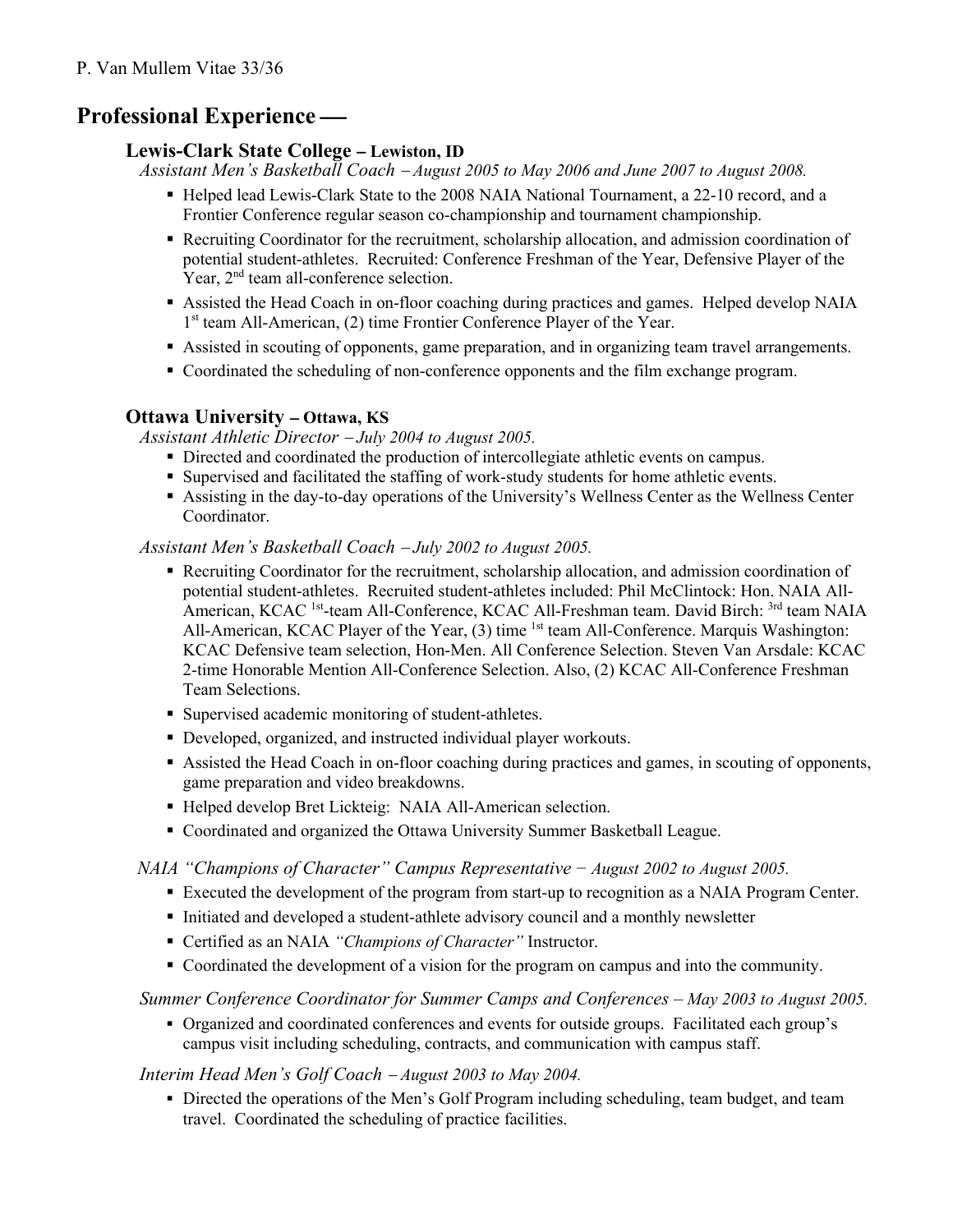## Professional Experience —

### Lewis-Clark State College – Lewiston, ID

*Assistant Men's Basketball Coach – August 2005 to May 2006 and June 2007 to August 2008.*

- Helped lead Lewis-Clark State to the 2008 NAIA National Tournament, a 22-10 record, and a Frontier Conference regular season co-championship and tournament championship.
- Recruiting Coordinator for the recruitment, scholarship allocation, and admission coordination of potential student-athletes. Recruited: Conference Freshman of the Year, Defensive Player of the Year, 2nd team all-conference selection.
- Assisted the Head Coach in on-floor coaching during practices and games. Helped develop NAIA 1st team All-American, (2) time Frontier Conference Player of the Year.
- Assisted in scouting of opponents, game preparation, and in organizing team travel arrangements.
- Coordinated the scheduling of non-conference opponents and the film exchange program.

### Ottawa University – Ottawa, KS

*Assistant Athletic Director – July 2004 to August 2005.*

- Directed and coordinated the production of intercollegiate athletic events on campus.
- Supervised and facilitated the staffing of work-study students for home athletic events.
- Assisting in the day-to-day operations of the University's Wellness Center as the Wellness Center Coordinator.

*Assistant Men's Basketball Coach – July 2002 to August 2005.*

- Recruiting Coordinator for the recruitment, scholarship allocation, and admission coordination of potential student-athletes. Recruited student-athletes included: Phil McClintock: Hon. NAIA All-American, KCAC 1st-team All-Conference, KCAC All-Freshman team. David Birch: 3rd team NAIA All-American, KCAC Player of the Year, (3) time 1st team All-Conference. Marquis Washington: KCAC Defensive team selection, Hon-Men. All Conference Selection. Steven Van Arsdale: KCAC 2-time Honorable Mention All-Conference Selection. Also, (2) KCAC All-Conference Freshman Team Selections.
- Supervised academic monitoring of student-athletes.
- Developed, organized, and instructed individual player workouts.
- Assisted the Head Coach in on-floor coaching during practices and games, in scouting of opponents, game preparation and video breakdowns.
- Helped develop Bret Lickteig: NAIA All-American selection.
- Coordinated and organized the Ottawa University Summer Basketball League.

*NAIA "Champions of Character" Campus Representative – August 2002 to August 2005.*

- Executed the development of the program from start-up to recognition as a NAIA Program Center.
- Initiated and developed a student-athlete advisory council and a monthly newsletter
- Certified as an NAIA *"Champions of Character"* Instructor.
- Coordinated the development of a vision for the program on campus and into the community.

*Summer Conference Coordinator for Summer Camps and Conferences – May 2003 to August 2005.*

- Organized and coordinated conferences and events for outside groups. Facilitated each group's campus visit including scheduling, contracts, and communication with campus staff.

*Interim Head Men's Golf Coach – August 2003 to May 2004.*

- Directed the operations of the Men's Golf Program including scheduling, team budget, and team travel. Coordinated the scheduling of practice facilities.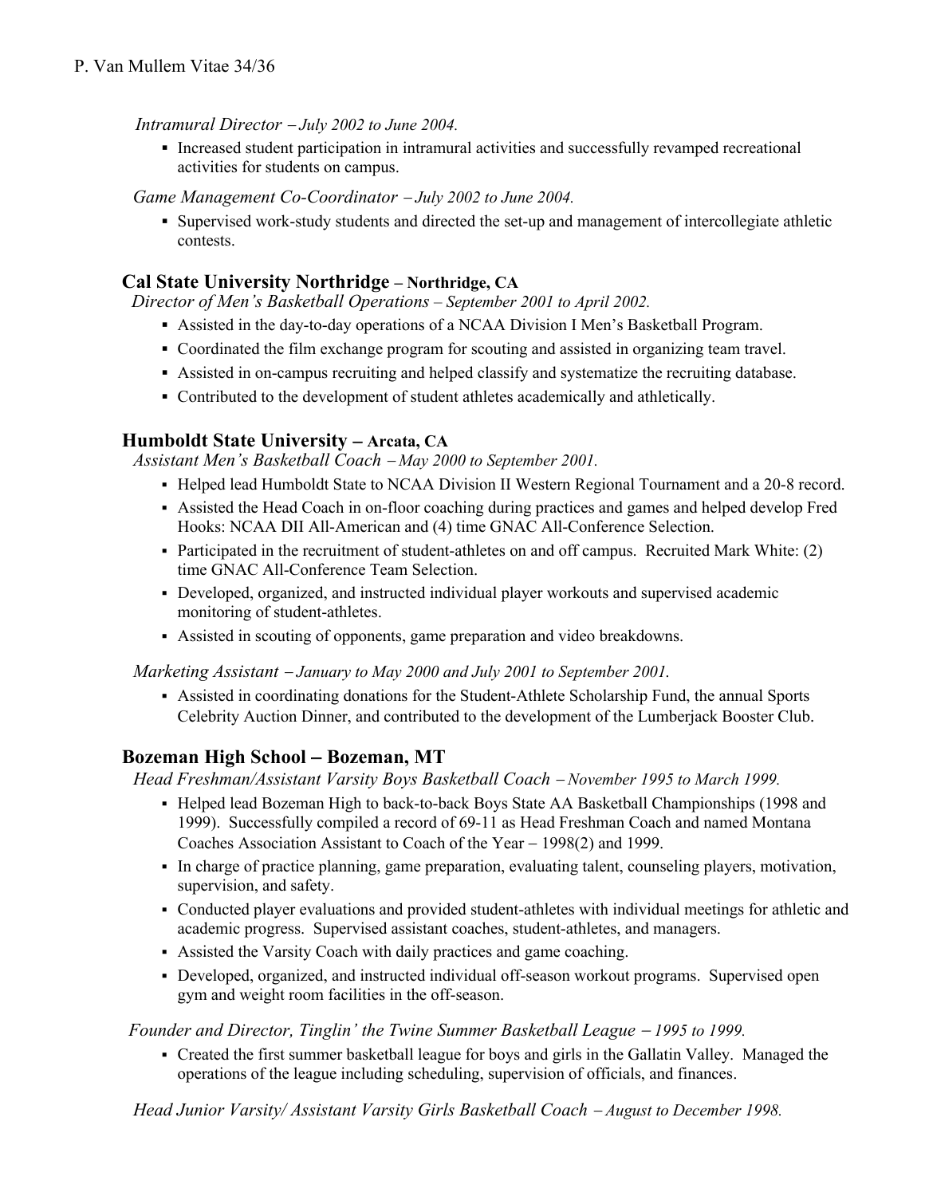*Intramural Director – July 2002 to June 2004.*

- Increased student participation in intramural activities and successfully revamped recreational activities for students on campus.

*Game Management Co-Coordinator – July 2002 to June 2004.*

- Supervised work-study students and directed the set-up and management of intercollegiate athletic contests.

### Cal State University Northridge – Northridge, CA

*Director of Men's Basketball Operations – September 2001 to April 2002.*

- Assisted in the day-to-day operations of a NCAA Division I Men's Basketball Program.
- Coordinated the film exchange program for scouting and assisted in organizing team travel.
- Assisted in on-campus recruiting and helped classify and systematize the recruiting database.
- Contributed to the development of student athletes academically and athletically.

### Humboldt State University – Arcata, CA

*Assistant Men's Basketball Coach – May 2000 to September 2001.*

- Helped lead Humboldt State to NCAA Division II Western Regional Tournament and a 20-8 record.
- Assisted the Head Coach in on-floor coaching during practices and games and helped develop Fred Hooks: NCAA DII All-American and (4) time GNAC All-Conference Selection.
- Participated in the recruitment of student-athletes on and off campus. Recruited Mark White: (2) time GNAC All-Conference Team Selection.
- Developed, organized, and instructed individual player workouts and supervised academic monitoring of student-athletes.
- Assisted in scouting of opponents, game preparation and video breakdowns.

*Marketing Assistant – January to May 2000 and July 2001 to September 2001.*

- Assisted in coordinating donations for the Student-Athlete Scholarship Fund, the annual Sports Celebrity Auction Dinner, and contributed to the development of the Lumberjack Booster Club.

### Bozeman High School – Bozeman, MT

*Head Freshman/Assistant Varsity Boys Basketball Coach – November 1995 to March 1999.*

- Helped lead Bozeman High to back-to-back Boys State AA Basketball Championships (1998 and 1999). Successfully compiled a record of 69-11 as Head Freshman Coach and named Montana Coaches Association Assistant to Coach of the Year – 1998(2) and 1999.
- In charge of practice planning, game preparation, evaluating talent, counseling players, motivation, supervision, and safety.
- Conducted player evaluations and provided student-athletes with individual meetings for athletic and academic progress. Supervised assistant coaches, student-athletes, and managers.
- Assisted the Varsity Coach with daily practices and game coaching.
- Developed, organized, and instructed individual off-season workout programs. Supervised open gym and weight room facilities in the off-season.

*Founder and Director, Tinglin' the Twine Summer Basketball League – 1995 to 1999.*

- Created the first summer basketball league for boys and girls in the Gallatin Valley. Managed the operations of the league including scheduling, supervision of officials, and finances.

*Head Junior Varsity/ Assistant Varsity Girls Basketball Coach – August to December 1998.*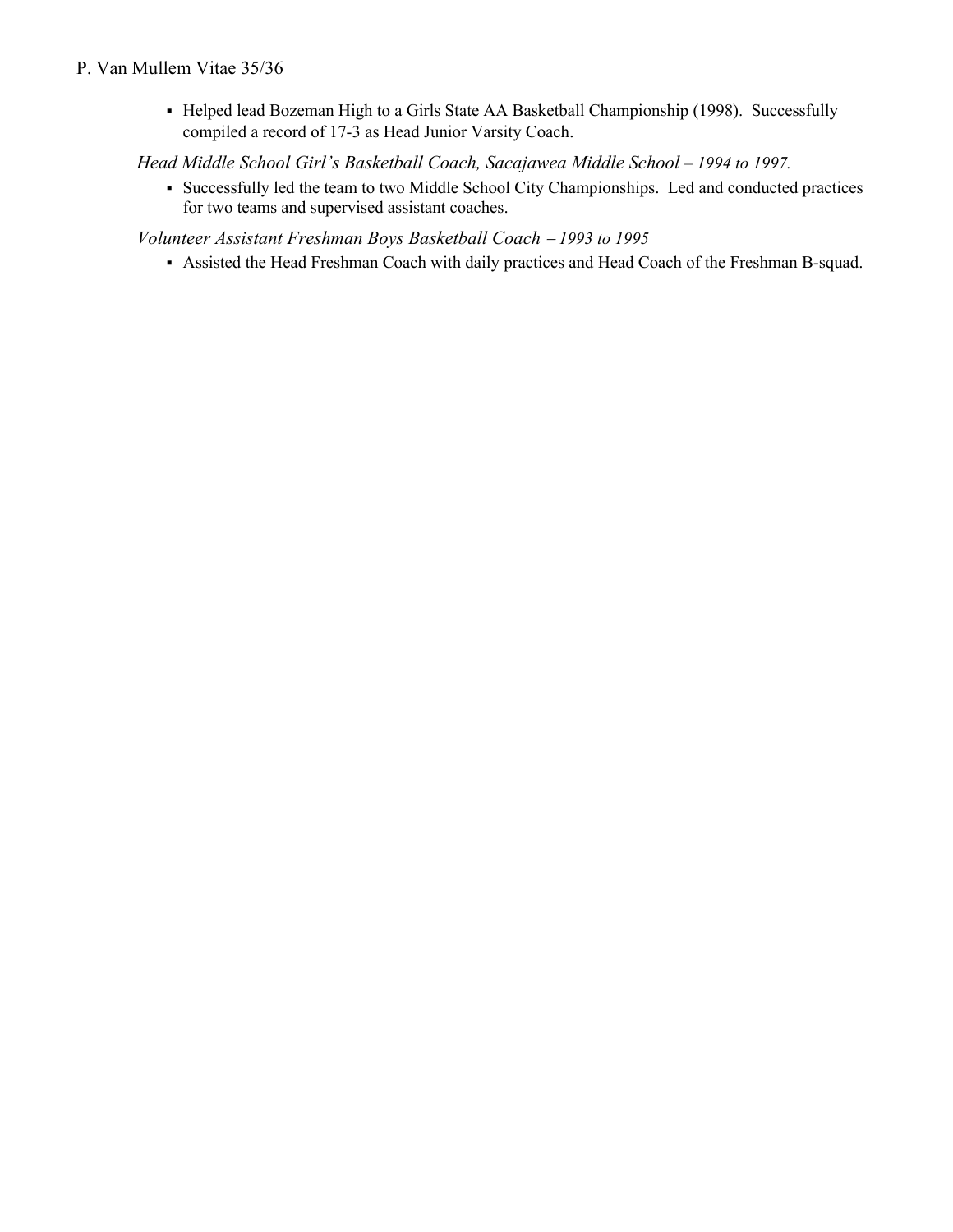- Helped lead Bozeman High to a Girls State AA Basketball Championship (1998). Successfully compiled a record of 17-3 as Head Junior Varsity Coach.

*Head Middle School Girl's Basketball Coach, Sacajawea Middle School – 1994 to 1997.*

- Successfully led the team to two Middle School City Championships. Led and conducted practices for two teams and supervised assistant coaches.

*Volunteer Assistant Freshman Boys Basketball Coach – 1993 to 1995*

- Assisted the Head Freshman Coach with daily practices and Head Coach of the Freshman B-squad.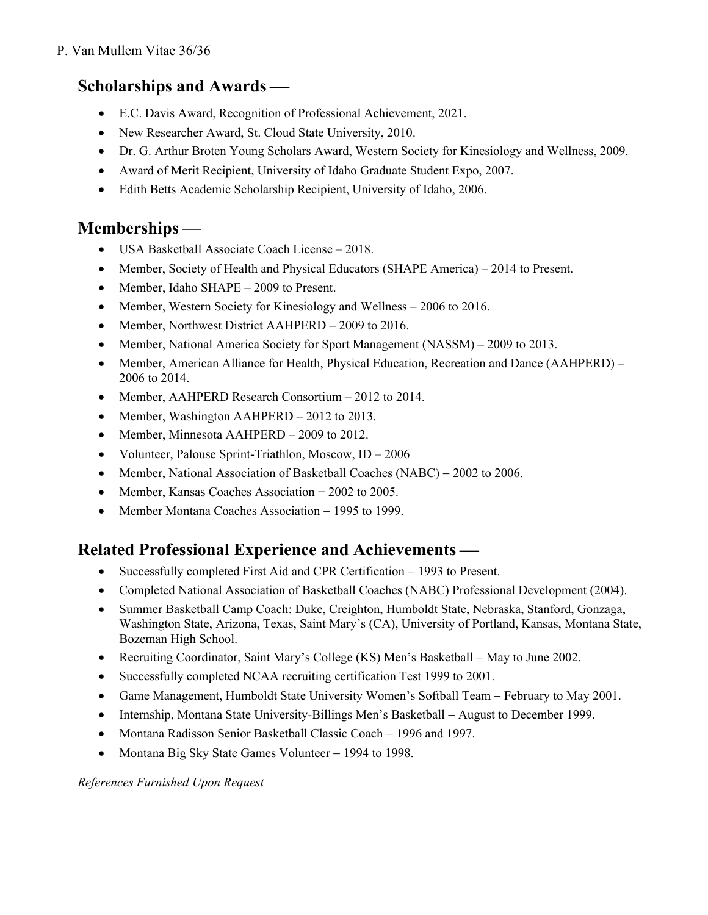## Scholarships and Awards —

- E.C. Davis Award, Recognition of Professional Achievement, 2021.
- New Researcher Award, St. Cloud State University, 2010.
- Dr. G. Arthur Broten Young Scholars Award, Western Society for Kinesiology and Wellness, 2009.
- Award of Merit Recipient, University of Idaho Graduate Student Expo, 2007.
- Edith Betts Academic Scholarship Recipient, University of Idaho, 2006.

## Memberships —

- USA Basketball Associate Coach License – 2018.
- Member, Society of Health and Physical Educators (SHAPE America) – 2014 to Present.
- Member, Idaho SHAPE – 2009 to Present.
- Member, Western Society for Kinesiology and Wellness – 2006 to 2016.
- Member, Northwest District AAHPERD – 2009 to 2016.
- Member, National America Society for Sport Management (NASSM) – 2009 to 2013.
- Member, American Alliance for Health, Physical Education, Recreation and Dance (AAHPERD) – 2006 to 2014.
- Member, AAHPERD Research Consortium – 2012 to 2014.
- Member, Washington AAHPERD – 2012 to 2013.
- Member, Minnesota AAHPERD – 2009 to 2012.
- Volunteer, Palouse Sprint-Triathlon, Moscow, ID – 2006
- Member, National Association of Basketball Coaches (NABC) – 2002 to 2006.
- Member, Kansas Coaches Association − 2002 to 2005.
- Member Montana Coaches Association – 1995 to 1999.

## Related Professional Experience and Achievements —

- Successfully completed First Aid and CPR Certification – 1993 to Present.
- Completed National Association of Basketball Coaches (NABC) Professional Development (2004).
- Summer Basketball Camp Coach: Duke, Creighton, Humboldt State, Nebraska, Stanford, Gonzaga, Washington State, Arizona, Texas, Saint Mary's (CA), University of Portland, Kansas, Montana State, Bozeman High School.
- Recruiting Coordinator, Saint Mary's College (KS) Men's Basketball – May to June 2002.
- Successfully completed NCAA recruiting certification Test 1999 to 2001.
- Game Management, Humboldt State University Women's Softball Team – February to May 2001.
- Internship, Montana State University-Billings Men's Basketball – August to December 1999.
- Montana Radisson Senior Basketball Classic Coach – 1996 and 1997.
- Montana Big Sky State Games Volunteer – 1994 to 1998.

*References Furnished Upon Request*